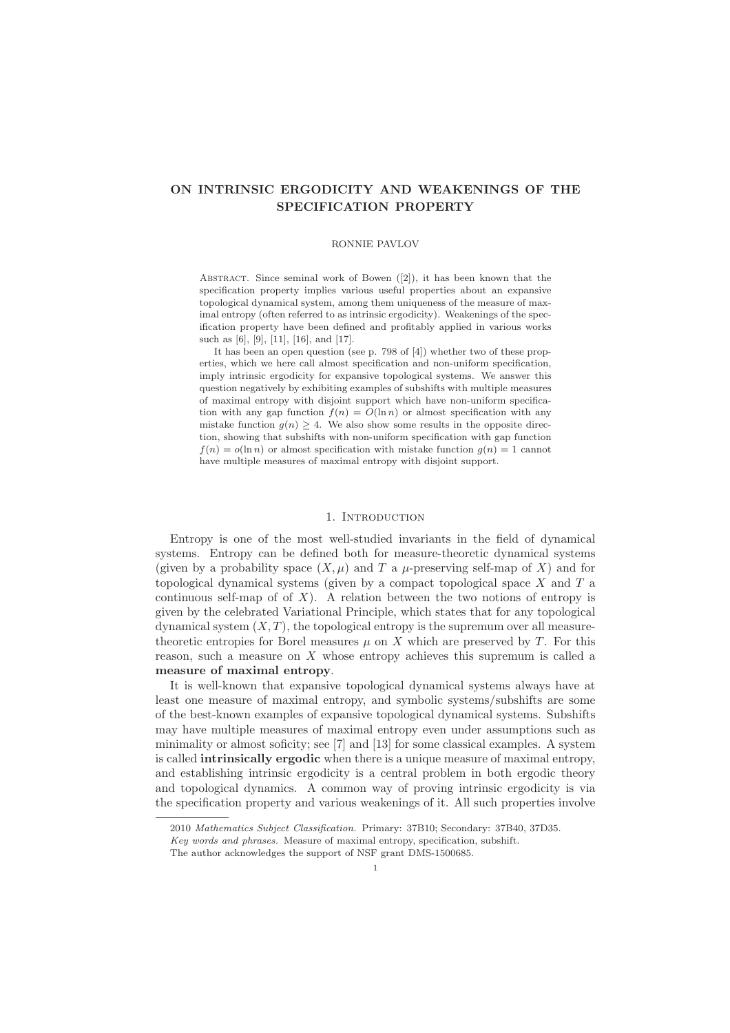# ON INTRINSIC ERGODICITY AND WEAKENINGS OF THE SPECIFICATION PROPERTY

RONNIE PAVLOV

Abstract. Since seminal work of Bowen ([2]), it has been known that the specification property implies various useful properties about an expansive topological dynamical system, among them uniqueness of the measure of maximal entropy (often referred to as intrinsic ergodicity). Weakenings of the specification property have been defined and profitably applied in various works such as [6], [9], [11], [16], and [17].

It has been an open question (see p. 798 of [4]) whether two of these properties, which we here call almost specification and non-uniform specification, imply intrinsic ergodicity for expansive topological systems. We answer this question negatively by exhibiting examples of subshifts with multiple measures of maximal entropy with disjoint support which have non-uniform specification with any gap function $f(n) = O(\ln n)$ or almost specification with any mistake function $g(n) \geq 4$. We also show some results in the opposite direction, showing that subshifts with non-uniform specification with gap function $f(n) = o(\ln n)$ or almost specification with mistake function $g(n) = 1$ cannot have multiple measures of maximal entropy with disjoint support.

## 1. Introduction

Entropy is one of the most well-studied invariants in the field of dynamical systems. Entropy can be defined both for measure-theoretic dynamical systems (given by a probability space $(X, \mu)$ and $T$ a $\mu$-preserving self-map of $X$) and for topological dynamical systems (given by a compact topological space $X$ and $T$ a continuous self-map of of $X$). A relation between the two notions of entropy is given by the celebrated Variational Principle, which states that for any topological dynamical system $(X, T)$, the topological entropy is the supremum over all measure-theoretic entropies for Borel measures $\mu$ on $X$ which are preserved by $T$. For this reason, such a measure on $X$ whose entropy achieves this supremum is called a **measure of maximal entropy**.

It is well-known that expansive topological dynamical systems always have at least one measure of maximal entropy, and symbolic systems/subshifts are some of the best-known examples of expansive topological dynamical systems. Subshifts may have multiple measures of maximal entropy even under assumptions such as minimality or almost soficity; see [7] and [13] for some classical examples. A system is called **intrinsically ergodic** when there is a unique measure of maximal entropy, and establishing intrinsic ergodicity is a central problem in both ergodic theory and topological dynamics. A common way of proving intrinsic ergodicity is via the specification property and various weakenings of it. All such properties involve

2010 *Mathematics Subject Classification.* Primary: 37B10; Secondary: 37B40, 37D35.

*Key words and phrases.* Measure of maximal entropy, specification, subshift.

The author acknowledges the support of NSF grant DMS-1500685.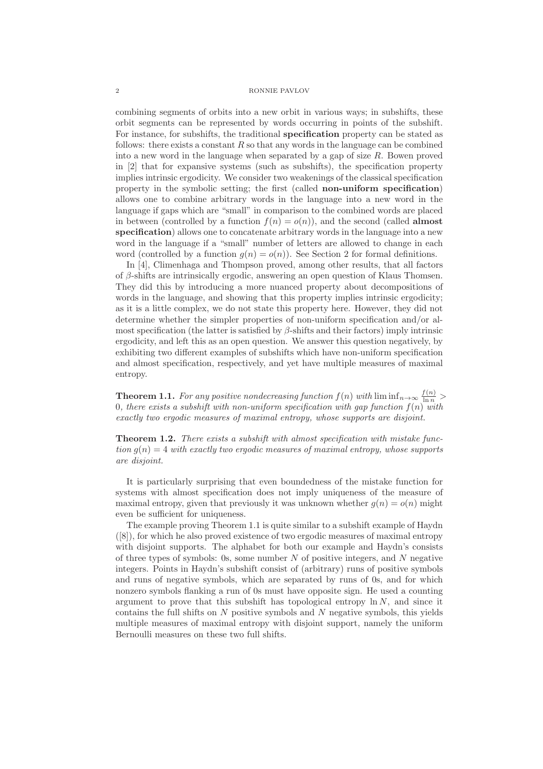combining segments of orbits into a new orbit in various ways; in subshifts, these orbit segments can be represented by words occurring in points of the subshift. For instance, for subshifts, the traditional **specification** property can be stated as follows: there exists a constant $R$ so that any words in the language can be combined into a new word in the language when separated by a gap of size $R$. Bowen proved in [2] that for expansive systems (such as subshifts), the specification property implies intrinsic ergodicity. We consider two weakenings of the classical specification property in the symbolic setting; the first (called **non-uniform specification**) allows one to combine arbitrary words in the language into a new word in the language if gaps which are "small" in comparison to the combined words are placed in between (controlled by a function $f(n) = o(n)$), and the second (called **almost specification**) allows one to concatenate arbitrary words in the language into a new word in the language if a "small" number of letters are allowed to change in each word (controlled by a function $g(n) = o(n)$). See Section 2 for formal definitions.

In [4], Climenhaga and Thompson proved, among other results, that all factors of $\beta$-shifts are intrinsically ergodic, answering an open question of Klaus Thomsen. They did this by introducing a more nuanced property about decompositions of words in the language, and showing that this property implies intrinsic ergodicity; as it is a little complex, we do not state this property here. However, they did not determine whether the simpler properties of non-uniform specification and/or almost specification (the latter is satisfied by $\beta$-shifts and their factors) imply intrinsic ergodicity, and left this as an open question. We answer this question negatively, by exhibiting two different examples of subshifts which have non-uniform specification and almost specification, respectively, and yet have multiple measures of maximal entropy.

**Theorem 1.1.** *For any positive nondecreasing function $f(n)$ with $\liminf_{n\to\infty} \frac{f(n)}{\ln n} > 0$, there exists a subshift with non-uniform specification with gap function $f(n)$ with exactly two ergodic measures of maximal entropy, whose supports are disjoint.*

**Theorem 1.2.** *There exists a subshift with almost specification with mistake function $g(n) = 4$ with exactly two ergodic measures of maximal entropy, whose supports are disjoint.*

It is particularly surprising that even boundedness of the mistake function for systems with almost specification does not imply uniqueness of the measure of maximal entropy, given that previously it was unknown whether $g(n) = o(n)$ might even be sufficient for uniqueness.

The example proving Theorem 1.1 is quite similar to a subshift example of Haydn ([8]), for which he also proved existence of two ergodic measures of maximal entropy with disjoint supports. The alphabet for both our example and Haydn's consists of three types of symbols: 0s, some number $N$ of positive integers, and $N$ negative integers. Points in Haydn's subshift consist of (arbitrary) runs of positive symbols and runs of negative symbols, which are separated by runs of 0s, and for which nonzero symbols flanking a run of 0s must have opposite sign. He used a counting argument to prove that this subshift has topological entropy $\ln N$, and since it contains the full shifts on $N$ positive symbols and $N$ negative symbols, this yields multiple measures of maximal entropy with disjoint support, namely the uniform Bernoulli measures on these two full shifts.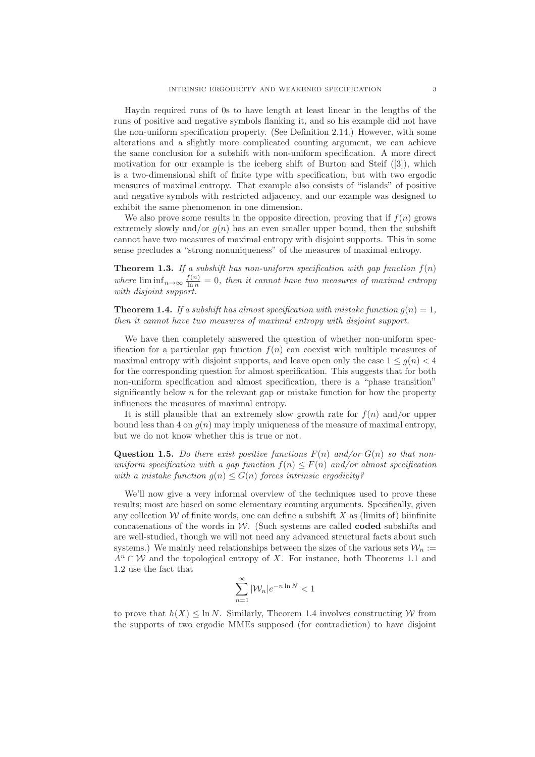Haydn required runs of 0s to have length at least linear in the lengths of the runs of positive and negative symbols flanking it, and so his example did not have the non-uniform specification property. (See Definition 2.14.) However, with some alterations and a slightly more complicated counting argument, we can achieve the same conclusion for a subshift with non-uniform specification. A more direct motivation for our example is the iceberg shift of Burton and Steif ([3]), which is a two-dimensional shift of finite type with specification, but with two ergodic measures of maximal entropy. That example also consists of "islands" of positive and negative symbols with restricted adjacency, and our example was designed to exhibit the same phenomenon in one dimension.

We also prove some results in the opposite direction, proving that if $f(n)$ grows extremely slowly and/or $g(n)$ has an even smaller upper bound, then the subshift cannot have two measures of maximal entropy with disjoint supports. This in some sense precludes a "strong nonuniqueness" of the measures of maximal entropy.

**Theorem 1.3.** *If a subshift has non-uniform specification with gap function $f(n)$ where $\liminf_{n\to\infty} \frac{f(n)}{\ln n} = 0$, then it cannot have two measures of maximal entropy with disjoint support.*

**Theorem 1.4.** *If a subshift has almost specification with mistake function $g(n) = 1$, then it cannot have two measures of maximal entropy with disjoint support.*

We have then completely answered the question of whether non-uniform specification for a particular gap function $f(n)$ can coexist with multiple measures of maximal entropy with disjoint supports, and leave open only the case $1 \leq g(n) < 4$ for the corresponding question for almost specification. This suggests that for both non-uniform specification and almost specification, there is a "phase transition" significantly below $n$ for the relevant gap or mistake function for how the property influences the measures of maximal entropy.

It is still plausible that an extremely slow growth rate for $f(n)$ and/or upper bound less than 4 on $g(n)$ may imply uniqueness of the measure of maximal entropy, but we do not know whether this is true or not.

**Question 1.5.** *Do there exist positive functions $F(n)$ and/or $G(n)$ so that non-uniform specification with a gap function $f(n) \leq F(n)$ and/or almost specification with a mistake function $g(n) \leq G(n)$ forces intrinsic ergodicity?*

We'll now give a very informal overview of the techniques used to prove these results; most are based on some elementary counting arguments. Specifically, given any collection $\mathcal{W}$ of finite words, one can define a subshift $X$ as (limits of) biinfinite concatenations of the words in $\mathcal{W}$. (Such systems are called **coded** subshifts and are well-studied, though we will not need any advanced structural facts about such systems.) We mainly need relationships between the sizes of the various sets $\mathcal{W}_n := A^n \cap \mathcal{W}$ and the topological entropy of $X$. For instance, both Theorems 1.1 and 1.2 use the fact that

$$\sum_{n=1}^{\infty} |\mathcal{W}_n| e^{-n \ln N} < 1$$

to prove that $h(X) \leq \ln N$. Similarly, Theorem 1.4 involves constructing $\mathcal{W}$ from the supports of two ergodic MMEs supposed (for contradiction) to have disjoint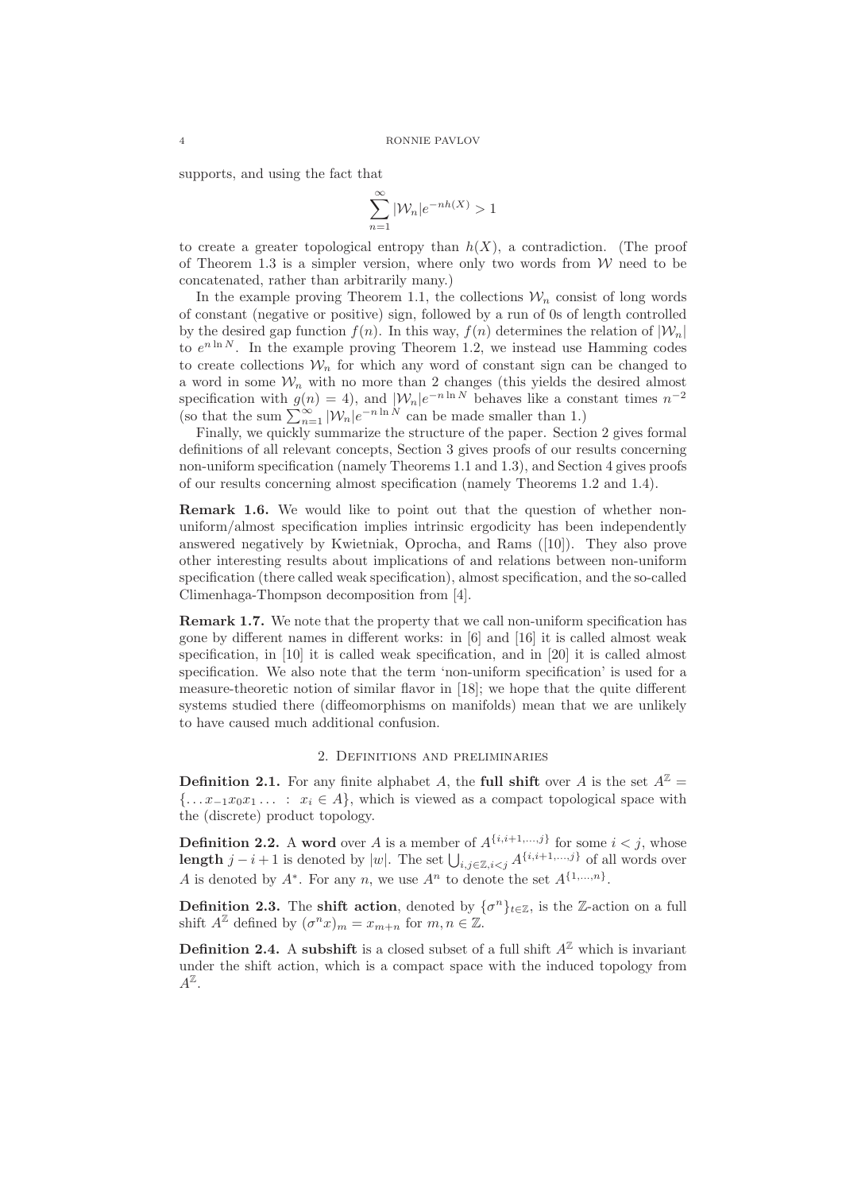supports, and using the fact that

$$\sum_{n=1}^{\infty} |\mathcal{W}_n| e^{-nh(X)} > 1$$

to create a greater topological entropy than $h(X)$, a contradiction. (The proof of Theorem 1.3 is a simpler version, where only two words from $\mathcal{W}$ need to be concatenated, rather than arbitrarily many.)

In the example proving Theorem 1.1, the collections $\mathcal{W}_n$ consist of long words of constant (negative or positive) sign, followed by a run of 0s of length controlled by the desired gap function $f(n)$. In this way, $f(n)$ determines the relation of $|\mathcal{W}_n|$ to $e^{n \ln N}$. In the example proving Theorem 1.2, we instead use Hamming codes to create collections $\mathcal{W}_n$ for which any word of constant sign can be changed to a word in some $\mathcal{W}_n$ with no more than 2 changes (this yields the desired almost specification with $g(n) = 4$), and $|\mathcal{W}_n| e^{-n \ln N}$ behaves like a constant times $n^{-2}$ (so that the sum $\sum_{n=1}^{\infty} |\mathcal{W}_n| e^{-n \ln N}$ can be made smaller than 1.)

Finally, we quickly summarize the structure of the paper. Section 2 gives formal definitions of all relevant concepts, Section 3 gives proofs of our results concerning non-uniform specification (namely Theorems 1.1 and 1.3), and Section 4 gives proofs of our results concerning almost specification (namely Theorems 1.2 and 1.4).

**Remark 1.6.** We would like to point out that the question of whether non-uniform/almost specification implies intrinsic ergodicity has been independently answered negatively by Kwietniak, Oprocha, and Rams ([10]). They also prove other interesting results about implications of and relations between non-uniform specification (there called weak specification), almost specification, and the so-called Climenhaga-Thompson decomposition from [4].

**Remark 1.7.** We note that the property that we call non-uniform specification has gone by different names in different works: in [6] and [16] it is called almost weak specification, in [10] it is called weak specification, and in [20] it is called almost specification. We also note that the term 'non-uniform specification' is used for a measure-theoretic notion of similar flavor in [18]; we hope that the quite different systems studied there (diffeomorphisms on manifolds) mean that we are unlikely to have caused much additional confusion.

## 2. Definitions and preliminaries

**Definition 2.1.** For any finite alphabet $A$, the **full shift** over $A$ is the set $A^{\mathbb{Z}} = \{\ldots x_{-1} x_0 x_1 \ldots \ : \ x_i \in A\}$, which is viewed as a compact topological space with the (discrete) product topology.

**Definition 2.2.** A **word** over $A$ is a member of $A^{\{i,i+1,\ldots,j\}}$ for some $i < j$, whose **length** $j - i + 1$ is denoted by $|w|$. The set $\bigcup_{i,j \in \mathbb{Z}, i<j} A^{\{i,i+1,\ldots,j\}}$ of all words over $A$ is denoted by $A^*$. For any $n$, we use $A^n$ to denote the set $A^{\{1,\ldots,n\}}$.

**Definition 2.3.** The **shift action**, denoted by $\{\sigma^n\}_{t \in \mathbb{Z}}$, is the $\mathbb{Z}$-action on a full shift $A^{\mathbb{Z}}$ defined by $(\sigma^n x)_m = x_{m+n}$ for $m, n \in \mathbb{Z}$.

**Definition 2.4.** A **subshift** is a closed subset of a full shift $A^{\mathbb{Z}}$ which is invariant under the shift action, which is a compact space with the induced topology from $A^{\mathbb{Z}}$.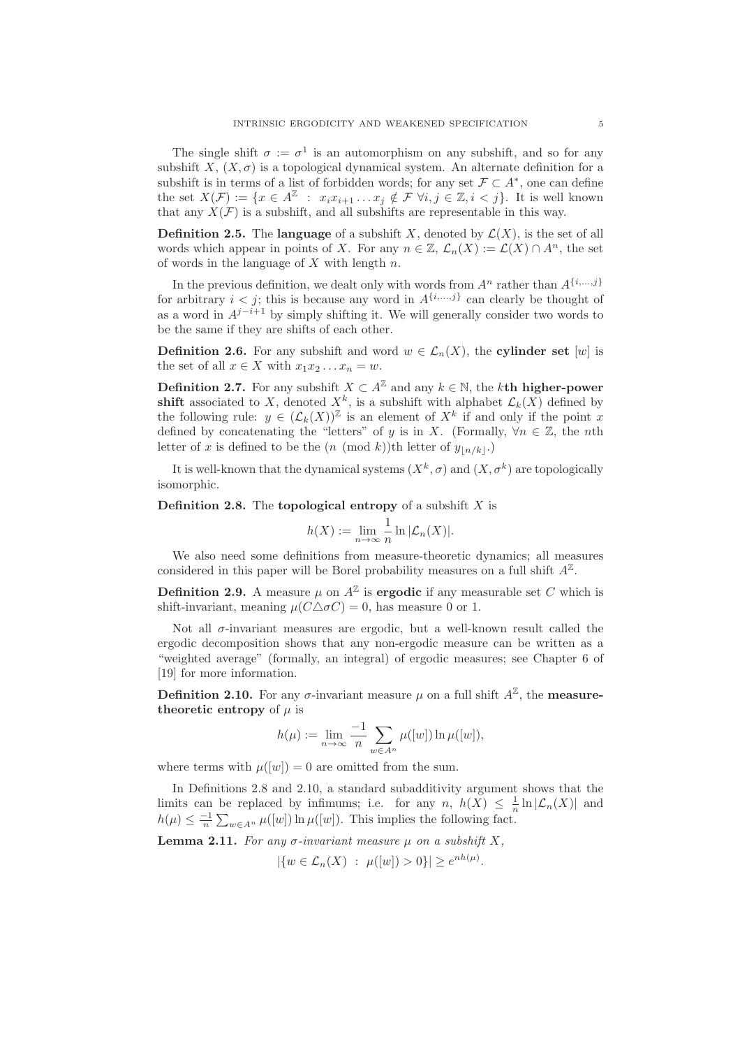The single shift $\sigma := \sigma^1$ is an automorphism on any subshift, and so for any subshift $X$, $(X, \sigma)$ is a topological dynamical system. An alternate definition for a subshift is in terms of a list of forbidden words; for any set $\mathcal{F} \subset A^*$, one can define the set $X(\mathcal{F}) := \{x \in A^{\mathbb{Z}} \ : \ x_i x_{i+1} \dots x_j \notin \mathcal{F} \ \forall i, j \in \mathbb{Z}, i < j\}$. It is well known that any $X(\mathcal{F})$ is a subshift, and all subshifts are representable in this way.

**Definition 2.5.** The **language** of a subshift $X$, denoted by $\mathcal{L}(X)$, is the set of all words which appear in points of $X$. For any $n \in \mathbb{Z}$, $\mathcal{L}_n(X) := \mathcal{L}(X) \cap A^n$, the set of words in the language of $X$ with length $n$.

In the previous definition, we dealt only with words from $A^n$ rather than $A^{\{i,\dots,j\}}$ for arbitrary $i < j$; this is because any word in $A^{\{i,\dots,j\}}$ can clearly be thought of as a word in $A^{j-i+1}$ by simply shifting it. We will generally consider two words to be the same if they are shifts of each other.

**Definition 2.6.** For any subshift and word $w \in \mathcal{L}_n(X)$, the **cylinder set** $[w]$ is the set of all $x \in X$ with $x_1 x_2 \dots x_n = w$.

**Definition 2.7.** For any subshift $X \subset A^{\mathbb{Z}}$ and any $k \in \mathbb{N}$, the $k$**th higher-power shift** associated to $X$, denoted $X^k$, is a subshift with alphabet $\mathcal{L}_k(X)$ defined by the following rule: $y \in (\mathcal{L}_k(X))^{\mathbb{Z}}$ is an element of $X^k$ if and only if the point $x$ defined by concatenating the "letters" of $y$ is in $X$. (Formally, $\forall n \in \mathbb{Z}$, the $n$th letter of $x$ is defined to be the $(n \pmod k)$th letter of $y_{\lfloor n/k \rfloor}$.)

It is well-known that the dynamical systems $(X^k, \sigma)$ and $(X, \sigma^k)$ are topologically isomorphic.

**Definition 2.8.** The **topological entropy** of a subshift $X$ is

$$h(X) := \lim_{n \to \infty} \frac{1}{n} \ln |\mathcal{L}_n(X)|.$$

We also need some definitions from measure-theoretic dynamics; all measures considered in this paper will be Borel probability measures on a full shift $A^{\mathbb{Z}}$.

**Definition 2.9.** A measure $\mu$ on $A^{\mathbb{Z}}$ is **ergodic** if any measurable set $C$ which is shift-invariant, meaning $\mu(C \triangle \sigma C) = 0$, has measure 0 or 1.

Not all $\sigma$-invariant measures are ergodic, but a well-known result called the ergodic decomposition shows that any non-ergodic measure can be written as a "weighted average" (formally, an integral) of ergodic measures; see Chapter 6 of [19] for more information.

**Definition 2.10.** For any $\sigma$-invariant measure $\mu$ on a full shift $A^{\mathbb{Z}}$, the **measure-theoretic entropy** of $\mu$ is

$$h(\mu) := \lim_{n \to \infty} \frac{-1}{n} \sum_{w \in A^n} \mu([w]) \ln \mu([w]),$$

where terms with $\mu([w]) = 0$ are omitted from the sum.

In Definitions 2.8 and 2.10, a standard subadditivity argument shows that the limits can be replaced by infimums; i.e. for any $n$, $h(X) \leq \frac{1}{n} \ln |\mathcal{L}_n(X)|$ and $h(\mu) \leq \frac{-1}{n} \sum_{w \in A^n} \mu([w]) \ln \mu([w])$. This implies the following fact.

**Lemma 2.11.** *For any $\sigma$-invariant measure $\mu$ on a subshift $X$,*

$$|\{w \in \mathcal{L}_n(X) \ : \ \mu([w]) > 0\}| \geq e^{nh(\mu)}.$$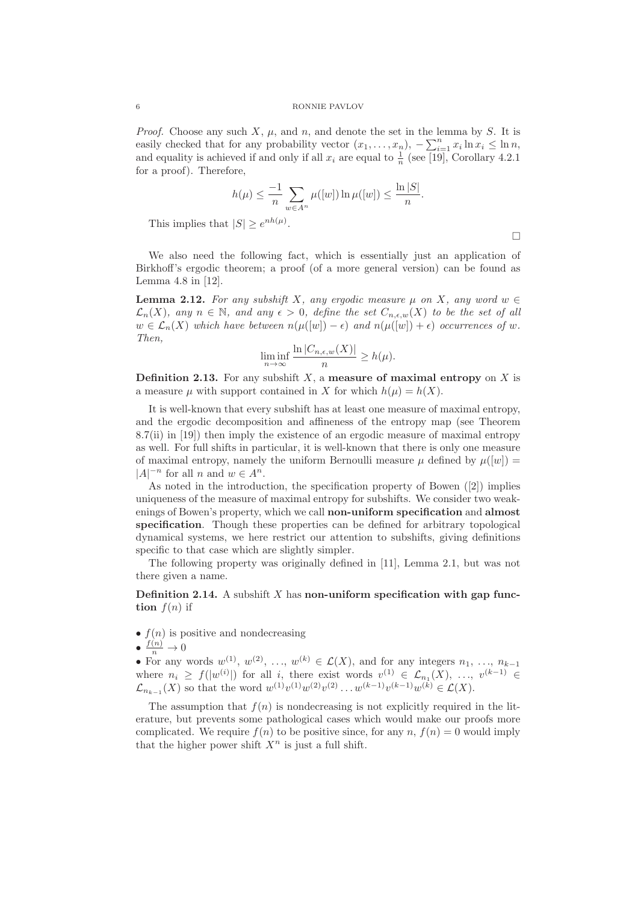*Proof.* Choose any such $X$, $\mu$, and $n$, and denote the set in the lemma by $S$. It is easily checked that for any probability vector $(x_1, \ldots, x_n)$, $-\sum_{i=1}^n x_i \ln x_i \leq \ln n$, and equality is achieved if and only if all $x_i$ are equal to $\frac{1}{n}$ (see [19], Corollary 4.2.1 for a proof). Therefore,

$$h(\mu) \leq \frac{-1}{n} \sum_{w \in A^n} \mu([w]) \ln \mu([w]) \leq \frac{\ln |S|}{n}.$$

This implies that $|S| \geq e^{nh(\mu)}$. □

We also need the following fact, which is essentially just an application of Birkhoff's ergodic theorem; a proof (of a more general version) can be found as Lemma 4.8 in [12].

**Lemma 2.12.** *For any subshift $X$, any ergodic measure $\mu$ on $X$, any word $w \in \mathcal{L}_n(X)$, any $n \in \mathbb{N}$, and any $\epsilon > 0$, define the set $C_{n,\epsilon,w}(X)$ to be the set of all $w \in \mathcal{L}_n(X)$ which have between $n(\mu([w]) - \epsilon)$ and $n(\mu([w]) + \epsilon)$ occurrences of $w$. Then,*

$$\liminf_{n \to \infty} \frac{\ln |C_{n,\epsilon,w}(X)|}{n} \geq h(\mu).$$

**Definition 2.13.** For any subshift $X$, a **measure of maximal entropy** on $X$ is a measure $\mu$ with support contained in $X$ for which $h(\mu) = h(X)$.

It is well-known that every subshift has at least one measure of maximal entropy, and the ergodic decomposition and affineness of the entropy map (see Theorem 8.7(ii) in [19]) then imply the existence of an ergodic measure of maximal entropy as well. For full shifts in particular, it is well-known that there is only one measure of maximal entropy, namely the uniform Bernoulli measure $\mu$ defined by $\mu([w]) = |A|^{-n}$ for all $n$ and $w \in A^n$.

As noted in the introduction, the specification property of Bowen ([2]) implies uniqueness of the measure of maximal entropy for subshifts. We consider two weakenings of Bowen's property, which we call **non-uniform specification** and **almost specification**. Though these properties can be defined for arbitrary topological dynamical systems, we here restrict our attention to subshifts, giving definitions specific to that case which are slightly simpler.

The following property was originally defined in [11], Lemma 2.1, but was not there given a name.

**Definition 2.14.** A subshift $X$ has **non-uniform specification with gap function** $f(n)$ if

- $f(n)$ is positive and nondecreasing
- $\frac{f(n)}{n} \to 0$
- For any words $w^{(1)}, w^{(2)}, \ldots, w^{(k)} \in \mathcal{L}(X)$, and for any integers $n_1, \ldots, n_{k-1}$ where $n_i \geq f(|w^{(i)}|)$ for all $i$, there exist words $v^{(1)} \in \mathcal{L}_{n_1}(X), \ldots, v^{(k-1)} \in \mathcal{L}_{n_{k-1}}(X)$ so that the word $w^{(1)}v^{(1)}w^{(2)}v^{(2)} \ldots w^{(k-1)}v^{(k-1)}w^{(k)} \in \mathcal{L}(X)$.

The assumption that $f(n)$ is nondecreasing is not explicitly required in the literature, but prevents some pathological cases which would make our proofs more complicated. We require $f(n)$ to be positive since, for any $n$, $f(n) = 0$ would imply that the higher power shift $X^n$ is just a full shift.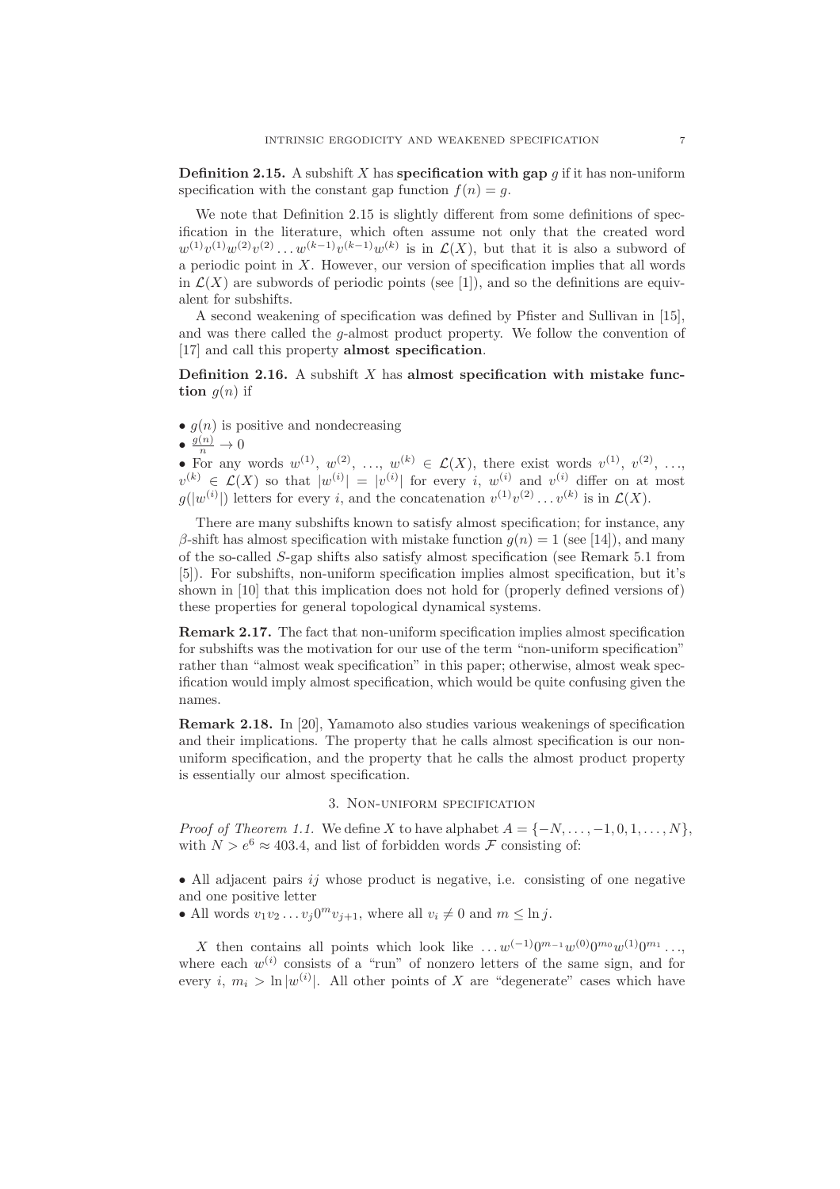**Definition 2.15.** A subshift $X$ has **specification with gap** $g$ if it has non-uniform specification with the constant gap function $f(n) = g$.

We note that Definition 2.15 is slightly different from some definitions of specification in the literature, which often assume not only that the created word $w^{(1)}v^{(1)}w^{(2)}v^{(2)}\dots w^{(k-1)}v^{(k-1)}w^{(k)}$ is in $\mathcal{L}(X)$, but that it is also a subword of a periodic point in $X$. However, our version of specification implies that all words in $\mathcal{L}(X)$ are subwords of periodic points (see [1]), and so the definitions are equivalent for subshifts.

A second weakening of specification was defined by Pfister and Sullivan in [15], and was there called the $g$-almost product property. We follow the convention of [17] and call this property **almost specification**.

**Definition 2.16.** A subshift $X$ has **almost specification with mistake function** $g(n)$ if

- $g(n)$ is positive and nondecreasing
- $\frac{g(n)}{n} \to 0$
- For any words $w^{(1)}, w^{(2)}, \dots, w^{(k)} \in \mathcal{L}(X)$, there exist words $v^{(1)}, v^{(2)}, \dots, v^{(k)} \in \mathcal{L}(X)$ so that $|w^{(i)}| = |v^{(i)}|$ for every $i$, $w^{(i)}$ and $v^{(i)}$ differ on at most $g(|w^{(i)}|)$ letters for every $i$, and the concatenation $v^{(1)}v^{(2)}\dots v^{(k)}$ is in $\mathcal{L}(X)$.

There are many subshifts known to satisfy almost specification; for instance, any $\beta$-shift has almost specification with mistake function $g(n) = 1$ (see [14]), and many of the so-called $S$-gap shifts also satisfy almost specification (see Remark 5.1 from [5]). For subshifts, non-uniform specification implies almost specification, but it's shown in [10] that this implication does not hold for (properly defined versions of) these properties for general topological dynamical systems.

**Remark 2.17.** The fact that non-uniform specification implies almost specification for subshifts was the motivation for our use of the term "non-uniform specification" rather than "almost weak specification" in this paper; otherwise, almost weak specification would imply almost specification, which would be quite confusing given the names.

**Remark 2.18.** In [20], Yamamoto also studies various weakenings of specification and their implications. The property that he calls almost specification is our non-uniform specification, and the property that he calls the almost product property is essentially our almost specification.

## 3. Non-uniform specification

*Proof of Theorem 1.1.* We define $X$ to have alphabet $A = \{-N, \dots, -1, 0, 1, \dots, N\}$, with $N > e^6 \approx 403.4$, and list of forbidden words $\mathcal{F}$ consisting of:

- All adjacent pairs $ij$ whose product is negative, i.e. consisting of one negative and one positive letter
- All words $v_1 v_2 \dots v_j 0^m v_{j+1}$, where all $v_i \neq 0$ and $m \leq \ln j$.

$X$ then contains all points which look like $\dots w^{(-1)}0^{m_{-1}}w^{(0)}0^{m_0}w^{(1)}0^{m_1}\dots$, where each $w^{(i)}$ consists of a "run" of nonzero letters of the same sign, and for every $i$, $m_i > \ln|w^{(i)}|$. All other points of $X$ are "degenerate" cases which have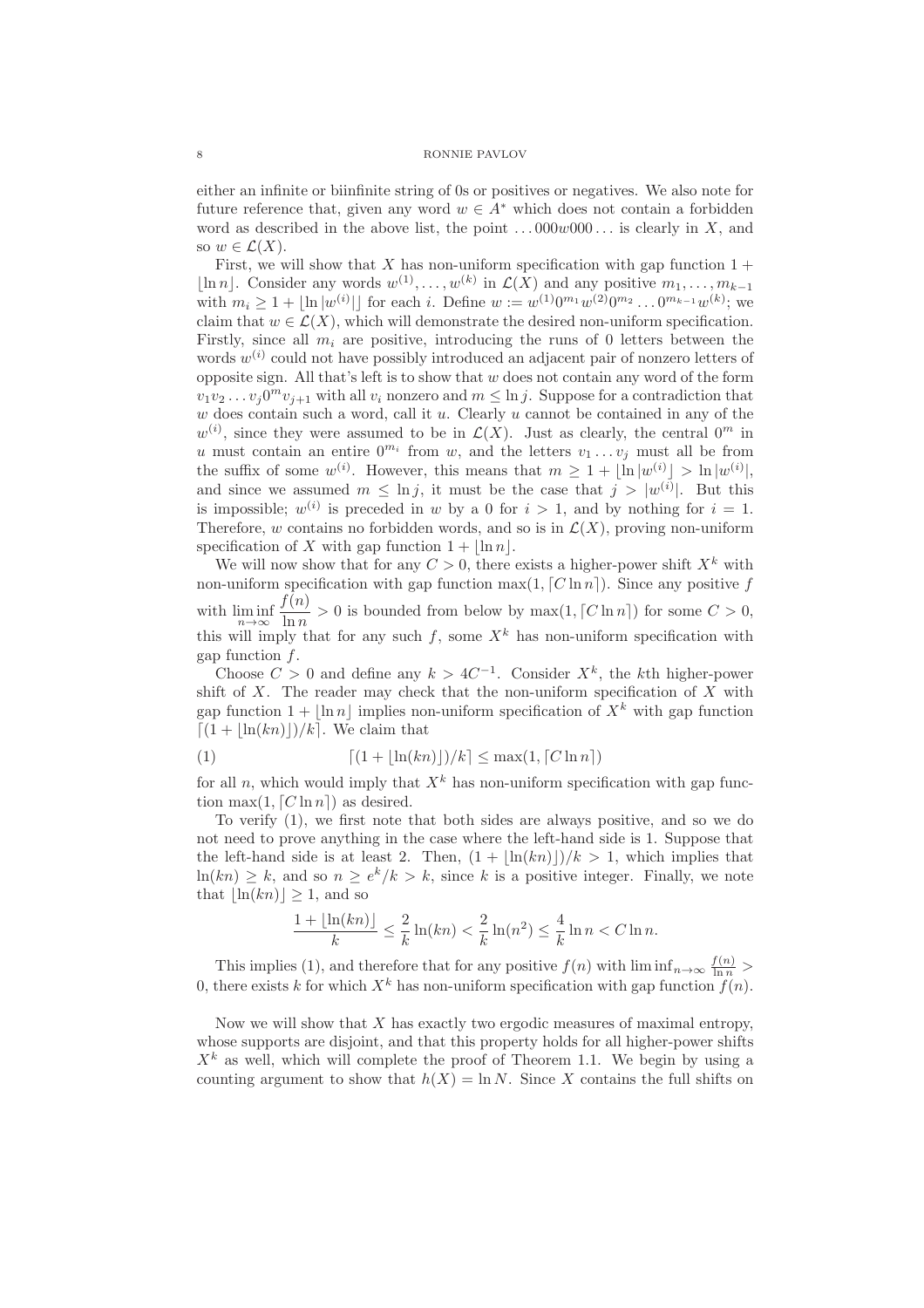either an infinite or biinfinite string of 0s or positives or negatives. We also note for future reference that, given any word $w \in A^*$ which does not contain a forbidden word as described in the above list, the point $\ldots 000w000\ldots$ is clearly in $X$, and so $w \in \mathcal{L}(X)$.

First, we will show that $X$ has non-uniform specification with gap function $1 + \lfloor \ln n \rfloor$. Consider any words $w^{(1)}, \ldots, w^{(k)}$ in $\mathcal{L}(X)$ and any positive $m_1, \ldots, m_{k-1}$ with $m_i \geq 1 + \lfloor \ln |w^{(i)}| \rfloor$ for each $i$. Define $w := w^{(1)} 0^{m_1} w^{(2)} 0^{m_2} \ldots 0^{m_{k-1}} w^{(k)}$; we claim that $w \in \mathcal{L}(X)$, which will demonstrate the desired non-uniform specification. Firstly, since all $m_i$ are positive, introducing the runs of 0 letters between the words $w^{(i)}$ could not have possibly introduced an adjacent pair of nonzero letters of opposite sign. All that's left is to show that $w$ does not contain any word of the form $v_1 v_2 \ldots v_j 0^m v_{j+1}$ with all $v_i$ nonzero and $m \leq \ln j$. Suppose for a contradiction that $w$ does contain such a word, call it $u$. Clearly $u$ cannot be contained in any of the $w^{(i)}$, since they were assumed to be in $\mathcal{L}(X)$. Just as clearly, the central $0^m$ in $u$ must contain an entire $0^{m_i}$ from $w$, and the letters $v_1 \ldots v_j$ must all be from the suffix of some $w^{(i)}$. However, this means that $m \geq 1 + \lfloor \ln |w^{(i)}| \rfloor > \ln |w^{(i)}|$, and since we assumed $m \leq \ln j$, it must be the case that $j > |w^{(i)}|$. But this is impossible; $w^{(i)}$ is preceded in $w$ by a 0 for $i > 1$, and by nothing for $i = 1$. Therefore, $w$ contains no forbidden words, and so is in $\mathcal{L}(X)$, proving non-uniform specification of $X$ with gap function $1 + \lfloor \ln n \rfloor$.

We will now show that for any $C > 0$, there exists a higher-power shift $X^k$ with non-uniform specification with gap function $\max(1, \lceil C \ln n \rceil)$. Since any positive $f$ with $\liminf_{n \to \infty} \dfrac{f(n)}{\ln n} > 0$ is bounded from below by $\max(1, \lceil C \ln n \rceil)$ for some $C > 0$, this will imply that for any such $f$, some $X^k$ has non-uniform specification with gap function $f$.

Choose $C > 0$ and define any $k > 4C^{-1}$. Consider $X^k$, the $k$th higher-power shift of $X$. The reader may check that the non-uniform specification of $X$ with gap function $1 + \lfloor \ln n \rfloor$ implies non-uniform specification of $X^k$ with gap function $\lceil (1 + \lfloor \ln(kn) \rfloor)/k \rceil$. We claim that

$$\lceil (1 + \lfloor \ln(kn) \rfloor)/k \rceil \leq \max(1, \lceil C \ln n \rceil) \tag{1}$$

for all $n$, which would imply that $X^k$ has non-uniform specification with gap function $\max(1, \lceil C \ln n \rceil)$ as desired.

To verify (1), we first note that both sides are always positive, and so we do not need to prove anything in the case where the left-hand side is 1. Suppose that the left-hand side is at least 2. Then, $(1 + \lfloor \ln(kn) \rfloor)/k > 1$, which implies that $\ln(kn) \geq k$, and so $n \geq e^k/k > k$, since $k$ is a positive integer. Finally, we note that $\lfloor \ln(kn) \rfloor \geq 1$, and so

$$\frac{1 + \lfloor \ln(kn) \rfloor}{k} \leq \frac{2}{k} \ln(kn) < \frac{2}{k} \ln(n^2) \leq \frac{4}{k} \ln n < C \ln n.$$

This implies (1), and therefore that for any positive $f(n)$ with $\liminf_{n \to \infty} \frac{f(n)}{\ln n} > 0$, there exists $k$ for which $X^k$ has non-uniform specification with gap function $f(n)$.

Now we will show that $X$ has exactly two ergodic measures of maximal entropy, whose supports are disjoint, and that this property holds for all higher-power shifts $X^k$ as well, which will complete the proof of Theorem 1.1. We begin by using a counting argument to show that $h(X) = \ln N$. Since $X$ contains the full shifts on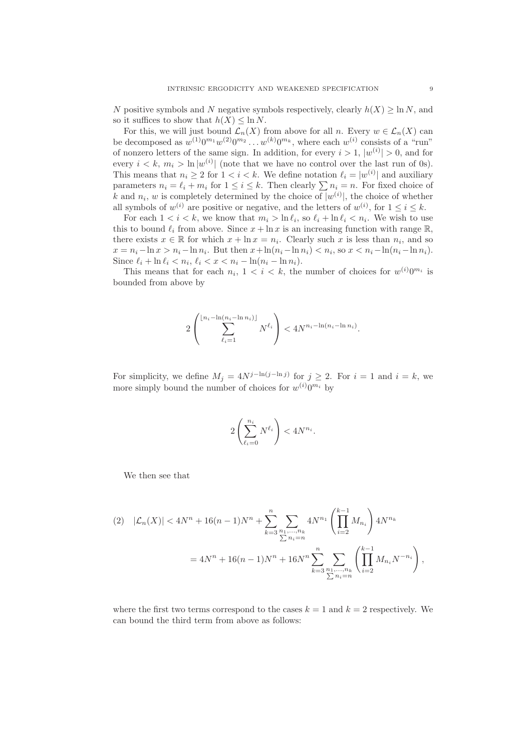$N$ positive symbols and $N$ negative symbols respectively, clearly $h(X) \geq \ln N$, and so it suffices to show that $h(X) \leq \ln N$.

For this, we will just bound $\mathcal{L}_n(X)$ from above for all $n$. Every $w \in \mathcal{L}_n(X)$ can be decomposed as $w^{(1)}0^{m_1}w^{(2)}0^{m_2}\dots w^{(k)}0^{m_k}$, where each $w^{(i)}$ consists of a "run" of nonzero letters of the same sign. In addition, for every $i > 1$, $|w^{(i)}| > 0$, and for every $i < k$, $m_i > \ln |w^{(i)}|$ (note that we have no control over the last run of 0s). This means that $n_i \geq 2$ for $1 < i < k$. We define notation $\ell_i = |w^{(i)}|$ and auxiliary parameters $n_i = \ell_i + m_i$ for $1 \leq i \leq k$. Then clearly $\sum n_i = n$. For fixed choice of $k$ and $n_i$, $w$ is completely determined by the choice of $|w^{(i)}|$, the choice of whether all symbols of $w^{(i)}$ are positive or negative, and the letters of $w^{(i)}$, for $1 \leq i \leq k$.

For each $1 < i < k$, we know that $m_i > \ln \ell_i$, so $\ell_i + \ln \ell_i < n_i$. We wish to use this to bound $\ell_i$ from above. Since $x + \ln x$ is an increasing function with range $\mathbb{R}$, there exists $x \in \mathbb{R}$ for which $x + \ln x = n_i$. Clearly such $x$ is less than $n_i$, and so $x = n_i - \ln x > n_i - \ln n_i$. But then $x + \ln(n_i - \ln n_i) < n_i$, so $x < n_i - \ln(n_i - \ln n_i)$. Since $\ell_i + \ln \ell_i < n_i$, $\ell_i < x < n_i - \ln(n_i - \ln n_i)$.

This means that for each $n_i$, $1 < i < k$, the number of choices for $w^{(i)}0^{m_i}$ is bounded from above by

$$2\left(\sum_{\ell_i=1}^{\lfloor n_i - \ln(n_i - \ln n_i)\rfloor} N^{\ell_i}\right) < 4N^{n_i - \ln(n_i - \ln n_i)}.$$

For simplicity, we define $M_j = 4N^{j - \ln(j - \ln j)}$ for $j \geq 2$. For $i = 1$ and $i = k$, we more simply bound the number of choices for $w^{(i)}0^{m_i}$ by

$$2\left(\sum_{\ell_i=0}^{n_i} N^{\ell_i}\right) < 4N^{n_i}.$$

We then see that

$$\begin{aligned}
(2) \quad |\mathcal{L}_n(X)| &< 4N^n + 16(n-1)N^n + \sum_{k=3}^{n} \sum_{\substack{n_1,\dots,n_k \\ \sum n_i = n}} 4N^{n_1}\left(\prod_{i=2}^{k-1} M_{n_i}\right) 4N^{n_k} \\
&= 4N^n + 16(n-1)N^n + 16N^n \sum_{k=3}^{n} \sum_{\substack{n_1,\dots,n_k \\ \sum n_i = n}} \left(\prod_{i=2}^{k-1} M_{n_i} N^{-n_i}\right),
\end{aligned}$$

where the first two terms correspond to the cases $k = 1$ and $k = 2$ respectively. We can bound the third term from above as follows: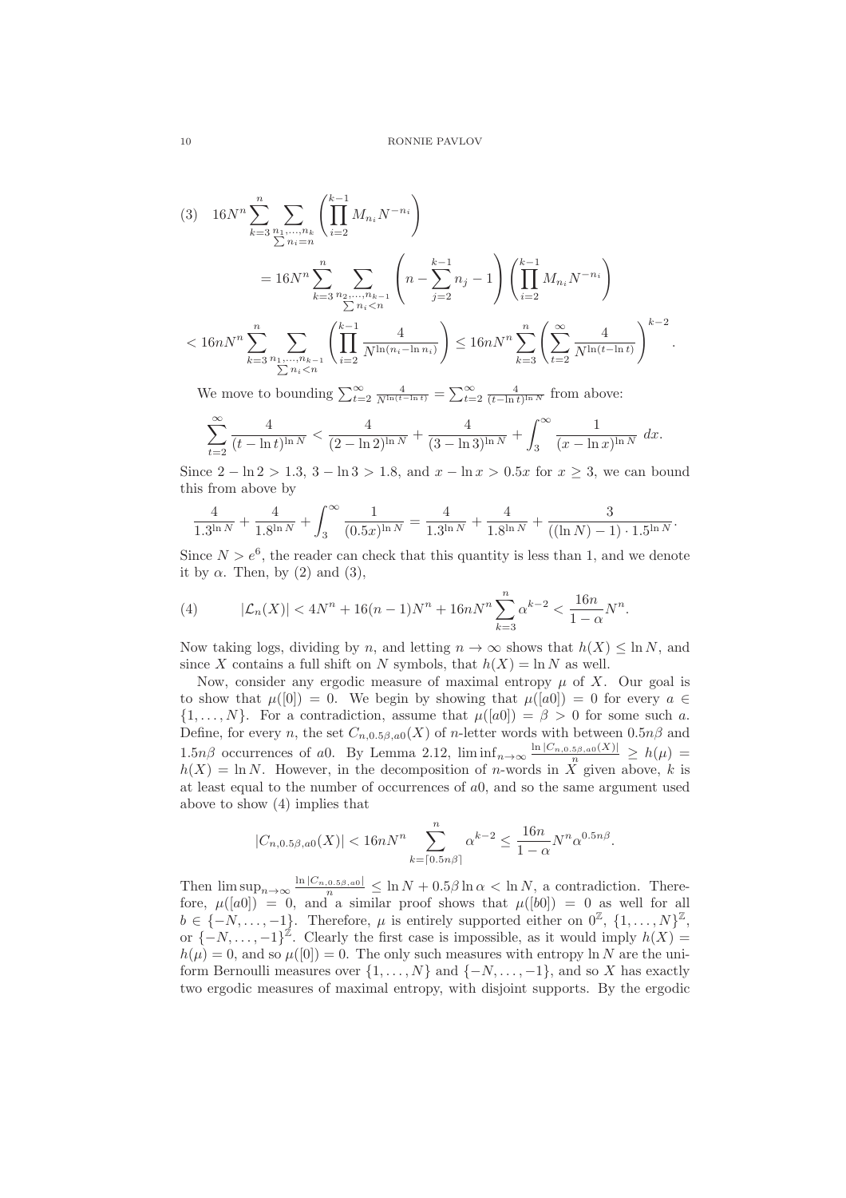$$
(3)\quad 16N^n \sum_{k=3}^{n} \sum_{\substack{n_1,\dots,n_k \\ \sum n_i = n}} \left( \prod_{i=2}^{k-1} M_{n_i} N^{-n_i} \right)
$$

$$
= 16N^n \sum_{k=3}^{n} \sum_{\substack{n_2,\dots,n_{k-1} \\ \sum n_i < n}} \left( n - \sum_{j=2}^{k-1} n_j - 1 \right) \left( \prod_{i=2}^{k-1} M_{n_i} N^{-n_i} \right)
$$

$$
< 16nN^n \sum_{k=3}^{n} \sum_{\substack{n_1,\dots,n_{k-1} \\ \sum n_i < n}} \left( \prod_{i=2}^{k-1} \frac{4}{N^{\ln(n_i - \ln n_i)}} \right) \leq 16nN^n \sum_{k=3}^{n} \left( \sum_{t=2}^{\infty} \frac{4}{N^{\ln(t - \ln t)}} \right)^{k-2}.
$$

We move to bounding $\sum_{t=2}^{\infty} \frac{4}{N^{\ln(t-\ln t)}} = \sum_{t=2}^{\infty} \frac{4}{(t-\ln t)^{\ln N}}$ from above:

$$
\sum_{t=2}^{\infty} \frac{4}{(t-\ln t)^{\ln N}} < \frac{4}{(2-\ln 2)^{\ln N}} + \frac{4}{(3-\ln 3)^{\ln N}} + \int_3^{\infty} \frac{1}{(x - \ln x)^{\ln N}} \, dx.
$$

Since $2 - \ln 2 > 1.3$, $3 - \ln 3 > 1.8$, and $x - \ln x > 0.5x$ for $x \geq 3$, we can bound this from above by

$$
\frac{4}{1.3^{\ln N}} + \frac{4}{1.8^{\ln N}} + \int_3^{\infty} \frac{1}{(0.5x)^{\ln N}} = \frac{4}{1.3^{\ln N}} + \frac{4}{1.8^{\ln N}} + \frac{3}{((\ln N) - 1) \cdot 1.5^{\ln N}}.
$$

Since $N > e^6$, the reader can check that this quantity is less than 1, and we denote it by $\alpha$. Then, by (2) and (3),

$$
(4)\qquad |\mathcal{L}_n(X)| < 4N^n + 16(n-1)N^n + 16nN^n \sum_{k=3}^{n} \alpha^{k-2} < \frac{16n}{1-\alpha} N^n.
$$

Now taking logs, dividing by $n$, and letting $n \to \infty$ shows that $h(X) \leq \ln N$, and since $X$ contains a full shift on $N$ symbols, that $h(X) = \ln N$ as well.

Now, consider any ergodic measure of maximal entropy $\mu$ of $X$. Our goal is to show that $\mu([0]) = 0$. We begin by showing that $\mu([a0]) = 0$ for every $a \in \{1, \dots, N\}$. For a contradiction, assume that $\mu([a0]) = \beta > 0$ for some such $a$. Define, for every $n$, the set $C_{n,0.5\beta,a0}(X)$ of $n$-letter words with between $0.5n\beta$ and $1.5n\beta$ occurrences of $a0$. By Lemma 2.12, $\liminf_{n\to\infty} \frac{\ln |C_{n,0.5\beta,a0}(X)|}{n} \geq h(\mu) = h(X) = \ln N$. However, in the decomposition of $n$-words in $X$ given above, $k$ is at least equal to the number of occurrences of $a0$, and so the same argument used above to show (4) implies that

$$
|C_{n,0.5\beta,a0}(X)| < 16nN^n \sum_{k=\lceil 0.5n\beta \rceil}^{n} \alpha^{k-2} \leq \frac{16n}{1-\alpha} N^n \alpha^{0.5n\beta}.
$$

Then $\limsup_{n\to\infty} \frac{\ln |C_{n,0.5\beta,a0}|}{n} \leq \ln N + 0.5\beta \ln \alpha < \ln N$, a contradiction. Therefore, $\mu([a0]) = 0$, and a similar proof shows that $\mu([b0]) = 0$ as well for all $b \in \{-N, \dots, -1\}$. Therefore, $\mu$ is entirely supported either on $0^{\mathbb{Z}}$, $\{1, \dots, N\}^{\mathbb{Z}}$, or $\{-N, \dots, -1\}^{\mathbb{Z}}$. Clearly the first case is impossible, as it would imply $h(X) = h(\mu) = 0$, and so $\mu([0]) = 0$. The only such measures with entropy $\ln N$ are the uniform Bernoulli measures over $\{1, \dots, N\}$ and $\{-N, \dots, -1\}$, and so $X$ has exactly two ergodic measures of maximal entropy, with disjoint supports. By the ergodic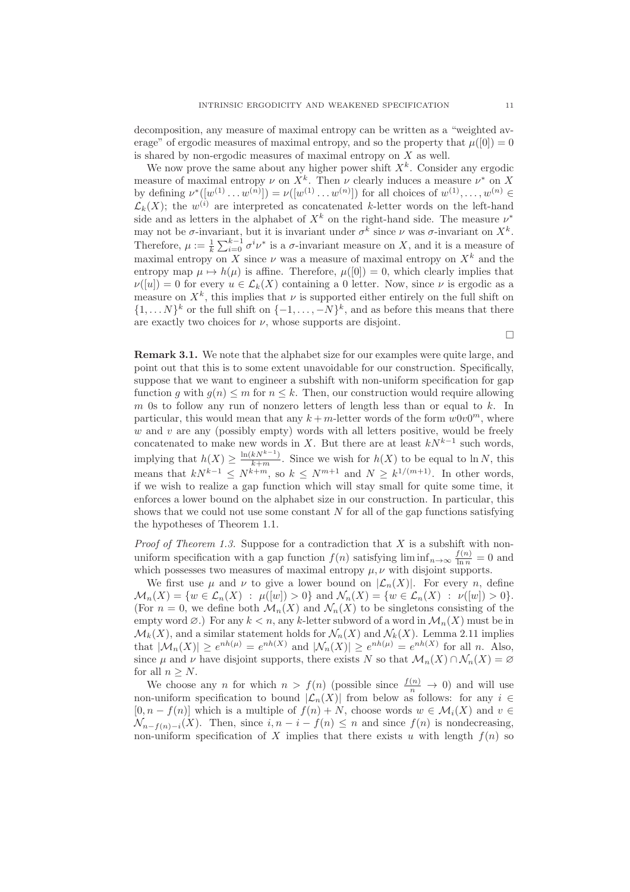decomposition, any measure of maximal entropy can be written as a "weighted average" of ergodic measures of maximal entropy, and so the property that $\mu([0]) = 0$ is shared by non-ergodic measures of maximal entropy on $X$ as well.

We now prove the same about any higher power shift $X^k$. Consider any ergodic measure of maximal entropy $\nu$ on $X^k$. Then $\nu$ clearly induces a measure $\nu^*$ on $X$ by defining $\nu^*([w^{(1)} \dots w^{(n)}]) = \nu([w^{(1)} \dots w^{(n)}])$ for all choices of $w^{(1)}, \dots, w^{(n)} \in \mathcal{L}_k(X)$; the $w^{(i)}$ are interpreted as concatenated $k$-letter words on the left-hand side and as letters in the alphabet of $X^k$ on the right-hand side. The measure $\nu^*$ may not be $\sigma$-invariant, but it is invariant under $\sigma^k$ since $\nu$ was $\sigma$-invariant on $X^k$. Therefore, $\mu := \frac{1}{k}\sum_{i=0}^{k-1} \sigma^i \nu^*$ is a $\sigma$-invariant measure on $X$, and it is a measure of maximal entropy on $X$ since $\nu$ was a measure of maximal entropy on $X^k$ and the entropy map $\mu \mapsto h(\mu)$ is affine. Therefore, $\mu([0]) = 0$, which clearly implies that $\nu([u]) = 0$ for every $u \in \mathcal{L}_k(X)$ containing a 0 letter. Now, since $\nu$ is ergodic as a measure on $X^k$, this implies that $\nu$ is supported either entirely on the full shift on $\{1, \dots N\}^k$ or the full shift on $\{-1, \dots, -N\}^k$, and as before this means that there are exactly two choices for $\nu$, whose supports are disjoint.

∎

**Remark 3.1.** We note that the alphabet size for our examples were quite large, and point out that this is to some extent unavoidable for our construction. Specifically, suppose that we want to engineer a subshift with non-uniform specification for gap function $g$ with $g(n) \leq m$ for $n \leq k$. Then, our construction would require allowing $m$ 0s to follow any run of nonzero letters of length less than or equal to $k$. In particular, this would mean that any $k+m$-letter words of the form $w0v0^m$, where $w$ and $v$ are any (possibly empty) words with all letters positive, would be freely concatenated to make new words in $X$. But there are at least $kN^{k-1}$ such words, implying that $h(X) \geq \frac{\ln(kN^{k-1})}{k+m}$. Since we wish for $h(X)$ to be equal to $\ln N$, this means that $kN^{k-1} \leq N^{k+m}$, so $k \leq N^{m+1}$ and $N \geq k^{1/(m+1)}$. In other words, if we wish to realize a gap function which will stay small for quite some time, it enforces a lower bound on the alphabet size in our construction. In particular, this shows that we could not use some constant $N$ for all of the gap functions satisfying the hypotheses of Theorem 1.1.

*Proof of Theorem 1.3.* Suppose for a contradiction that $X$ is a subshift with non-uniform specification with a gap function $f(n)$ satisfying $\liminf_{n\to\infty} \frac{f(n)}{\ln n} = 0$ and which possesses two measures of maximal entropy $\mu, \nu$ with disjoint supports.

We first use $\mu$ and $\nu$ to give a lower bound on $|\mathcal{L}_n(X)|$. For every $n$, define $\mathcal{M}_n(X) = \{w \in \mathcal{L}_n(X) \ : \ \mu([w]) > 0\}$ and $\mathcal{N}_n(X) = \{w \in \mathcal{L}_n(X) \ : \ \nu([w]) > 0\}$. (For $n = 0$, we define both $\mathcal{M}_n(X)$ and $\mathcal{N}_n(X)$ to be singletons consisting of the empty word $\varnothing$.) For any $k < n$, any $k$-letter subword of a word in $\mathcal{M}_n(X)$ must be in $\mathcal{M}_k(X)$, and a similar statement holds for $\mathcal{N}_n(X)$ and $\mathcal{N}_k(X)$. Lemma 2.11 implies that $|\mathcal{M}_n(X)| \geq e^{nh(\mu)} = e^{nh(X)}$ and $|\mathcal{N}_n(X)| \geq e^{nh(\mu)} = e^{nh(X)}$ for all $n$. Also, since $\mu$ and $\nu$ have disjoint supports, there exists $N$ so that $\mathcal{M}_n(X) \cap \mathcal{N}_n(X) = \varnothing$ for all $n \geq N$.

We choose any $n$ for which $n > f(n)$ (possible since $\frac{f(n)}{n} \to 0$) and will use non-uniform specification to bound $|\mathcal{L}_n(X)|$ from below as follows: for any $i \in [0, n - f(n)]$ which is a multiple of $f(n) + N$, choose words $w \in \mathcal{M}_i(X)$ and $v \in \mathcal{N}_{n-f(n)-i}(X)$. Then, since $i, n - i - f(n) \leq n$ and since $f(n)$ is nondecreasing, non-uniform specification of $X$ implies that there exists $u$ with length $f(n)$ so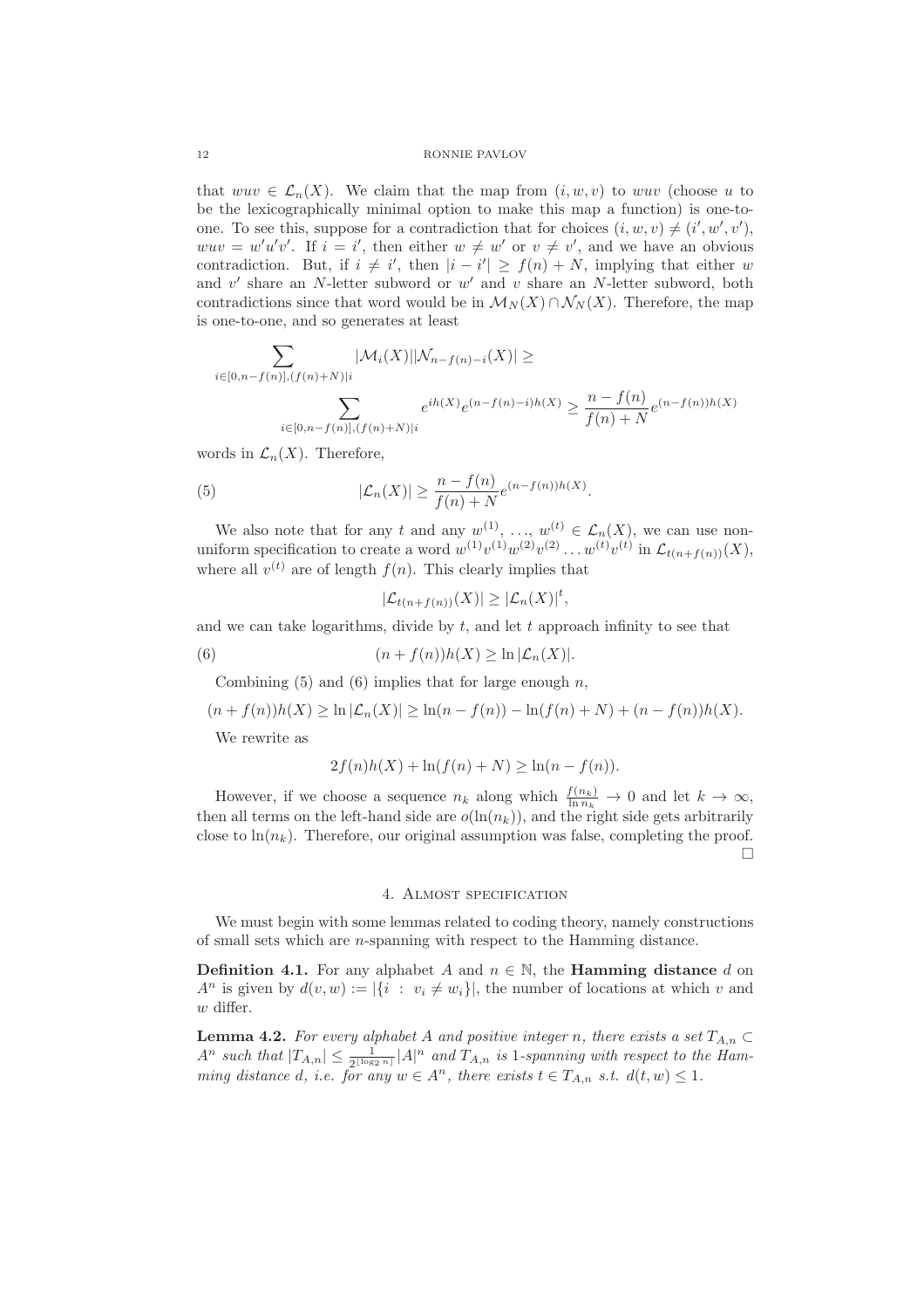that $wuv \in \mathcal{L}_n(X)$. We claim that the map from $(i, w, v)$ to $wuv$ (choose $u$ to be the lexicographically minimal option to make this map a function) is one-to-one. To see this, suppose for a contradiction that for choices $(i, w, v) \neq (i', w', v')$, $wuv = w'u'v'$. If $i = i'$, then either $w \neq w'$ or $v \neq v'$, and we have an obvious contradiction. But, if $i \neq i'$, then $|i - i'| \geq f(n) + N$, implying that either $w$ and $v'$ share an $N$-letter subword or $w'$ and $v$ share an $N$-letter subword, both contradictions since that word would be in $\mathcal{M}_N(X) \cap \mathcal{N}_N(X)$. Therefore, the map is one-to-one, and so generates at least

$$\sum_{i \in [0, n-f(n)], (f(n)+N)|i} |\mathcal{M}_i(X)||\mathcal{N}_{n-f(n)-i}(X)| \geq$$

$$\sum_{i \in [0, n-f(n)], (f(n)+N)|i} e^{ih(X)} e^{(n-f(n)-i)h(X)} \geq \frac{n - f(n)}{f(n) + N} e^{(n-f(n))h(X)}$$

words in $\mathcal{L}_n(X)$. Therefore,

$$|\mathcal{L}_n(X)| \geq \frac{n - f(n)}{f(n) + N} e^{(n-f(n))h(X)}. \tag{5}$$

We also note that for any $t$ and any $w^{(1)}, \ldots, w^{(t)} \in \mathcal{L}_n(X)$, we can use non-uniform specification to create a word $w^{(1)}v^{(1)}w^{(2)}v^{(2)} \ldots w^{(t)}v^{(t)}$ in $\mathcal{L}_{t(n+f(n))}(X)$, where all $v^{(t)}$ are of length $f(n)$. This clearly implies that

$$|\mathcal{L}_{t(n+f(n))}(X)| \geq |\mathcal{L}_n(X)|^t,$$

and we can take logarithms, divide by $t$, and let $t$ approach infinity to see that

$$(n + f(n))h(X) \geq \ln |\mathcal{L}_n(X)|. \tag{6}$$

Combining (5) and (6) implies that for large enough $n$,

$$(n + f(n))h(X) \geq \ln |\mathcal{L}_n(X)| \geq \ln(n - f(n)) - \ln(f(n) + N) + (n - f(n))h(X).$$

We rewrite as

$$2f(n)h(X) + \ln(f(n) + N) \geq \ln(n - f(n)).$$

However, if we choose a sequence $n_k$ along which $\frac{f(n_k)}{\ln n_k} \to 0$ and let $k \to \infty$, then all terms on the left-hand side are $o(\ln(n_k))$, and the right side gets arbitrarily close to $\ln(n_k)$. Therefore, our original assumption was false, completing the proof. □

## 4. Almost specification

We must begin with some lemmas related to coding theory, namely constructions of small sets which are $n$-spanning with respect to the Hamming distance.

**Definition 4.1.** For any alphabet $A$ and $n \in \mathbb{N}$, the **Hamming distance** $d$ on $A^n$ is given by $d(v, w) := |\{i \,:\, v_i \neq w_i\}|$, the number of locations at which $v$ and $w$ differ.

**Lemma 4.2.** *For every alphabet $A$ and positive integer $n$, there exists a set $T_{A,n} \subset A^n$ such that $|T_{A,n}| \leq \frac{1}{2^{\lfloor \log_2 n \rfloor}} |A|^n$ and $T_{A,n}$ is 1-spanning with respect to the Hamming distance $d$, i.e. for any $w \in A^n$, there exists $t \in T_{A,n}$ s.t. $d(t, w) \leq 1$.*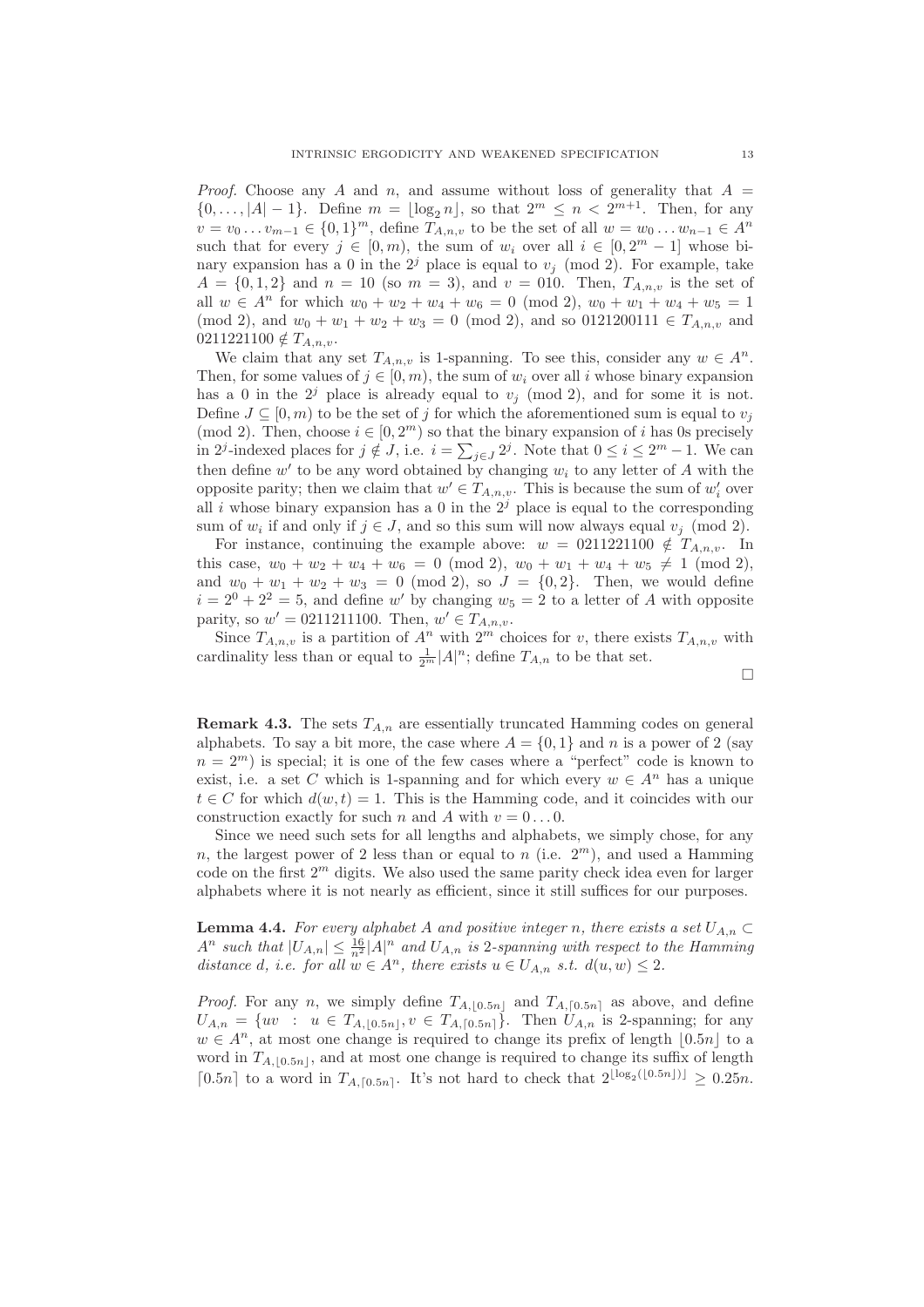*Proof.* Choose any $A$ and $n$, and assume without loss of generality that $A = \{0, \dots, |A| - 1\}$. Define $m = \lfloor \log_2 n \rfloor$, so that $2^m \leq n < 2^{m+1}$. Then, for any $v = v_0 \dots v_{m-1} \in \{0,1\}^m$, define $T_{A,n,v}$ to be the set of all $w = w_0 \dots w_{n-1} \in A^n$ such that for every $j \in [0, m)$, the sum of $w_i$ over all $i \in [0, 2^m - 1]$ whose binary expansion has a 0 in the $2^j$ place is equal to $v_j \pmod 2$. For example, take $A = \{0, 1, 2\}$ and $n = 10$ (so $m = 3$), and $v = 010$. Then, $T_{A,n,v}$ is the set of all $w \in A^n$ for which $w_0 + w_2 + w_4 + w_6 = 0 \pmod 2$, $w_0 + w_1 + w_4 + w_5 = 1 \pmod 2$, and $w_0 + w_1 + w_2 + w_3 = 0 \pmod 2$, and so $0121200111 \in T_{A,n,v}$ and $0211221100 \notin T_{A,n,v}$.

We claim that any set $T_{A,n,v}$ is 1-spanning. To see this, consider any $w \in A^n$. Then, for some values of $j \in [0, m)$, the sum of $w_i$ over all $i$ whose binary expansion has a 0 in the $2^j$ place is already equal to $v_j \pmod 2$, and for some it is not. Define $J \subseteq [0, m)$ to be the set of $j$ for which the aforementioned sum is equal to $v_j \pmod 2$. Then, choose $i \in [0, 2^m)$ so that the binary expansion of $i$ has 0s precisely in $2^j$-indexed places for $j \notin J$, i.e. $i = \sum_{j \in J} 2^j$. Note that $0 \leq i \leq 2^m - 1$. We can then define $w'$ to be any word obtained by changing $w_i$ to any letter of $A$ with the opposite parity; then we claim that $w' \in T_{A,n,v}$. This is because the sum of $w'_i$ over all $i$ whose binary expansion has a 0 in the $2^j$ place is equal to the corresponding sum of $w_i$ if and only if $j \in J$, and so this sum will now always equal $v_j \pmod 2$.

For instance, continuing the example above: $w = 0211221100 \notin T_{A,n,v}$. In this case, $w_0 + w_2 + w_4 + w_6 = 0 \pmod 2$, $w_0 + w_1 + w_4 + w_5 \neq 1 \pmod 2$, and $w_0 + w_1 + w_2 + w_3 = 0 \pmod 2$, so $J = \{0, 2\}$. Then, we would define $i = 2^0 + 2^2 = 5$, and define $w'$ by changing $w_5 = 2$ to a letter of $A$ with opposite parity, so $w' = 0211211100$. Then, $w' \in T_{A,n,v}$.

Since $T_{A,n,v}$ is a partition of $A^n$ with $2^m$ choices for $v$, there exists $T_{A,n,v}$ with cardinality less than or equal to $\frac{1}{2^m}|A|^n$; define $T_{A,n}$ to be that set. □

**Remark 4.3.** The sets $T_{A,n}$ are essentially truncated Hamming codes on general alphabets. To say a bit more, the case where $A = \{0, 1\}$ and $n$ is a power of 2 (say $n = 2^m$) is special; it is one of the few cases where a "perfect" code is known to exist, i.e. a set $C$ which is 1-spanning and for which every $w \in A^n$ has a unique $t \in C$ for which $d(w, t) = 1$. This is the Hamming code, and it coincides with our construction exactly for such $n$ and $A$ with $v = 0 \dots 0$.

Since we need such sets for all lengths and alphabets, we simply chose, for any $n$, the largest power of 2 less than or equal to $n$ (i.e. $2^m$), and used a Hamming code on the first $2^m$ digits. We also used the same parity check idea even for larger alphabets where it is not nearly as efficient, since it still suffices for our purposes.

**Lemma 4.4.** *For every alphabet $A$ and positive integer $n$, there exists a set $U_{A,n} \subset A^n$ such that $|U_{A,n}| \leq \frac{16}{n^2}|A|^n$ and $U_{A,n}$ is 2-spanning with respect to the Hamming distance $d$, i.e. for all $w \in A^n$, there exists $u \in U_{A,n}$ s.t. $d(u, w) \leq 2$.*

*Proof.* For any $n$, we simply define $T_{A,\lfloor 0.5n \rfloor}$ and $T_{A,\lceil 0.5n \rceil}$ as above, and define $U_{A,n} = \{uv \; : \; u \in T_{A,\lfloor 0.5n \rfloor}, v \in T_{A,\lceil 0.5n \rceil}\}$. Then $U_{A,n}$ is 2-spanning; for any $w \in A^n$, at most one change is required to change its prefix of length $\lfloor 0.5n \rfloor$ to a word in $T_{A,\lfloor 0.5n \rfloor}$, and at most one change is required to change its suffix of length $\lceil 0.5n \rceil$ to a word in $T_{A,\lceil 0.5n \rceil}$. It's not hard to check that $2^{\lfloor \log_2(\lfloor 0.5n \rfloor) \rfloor} \geq 0.25n$.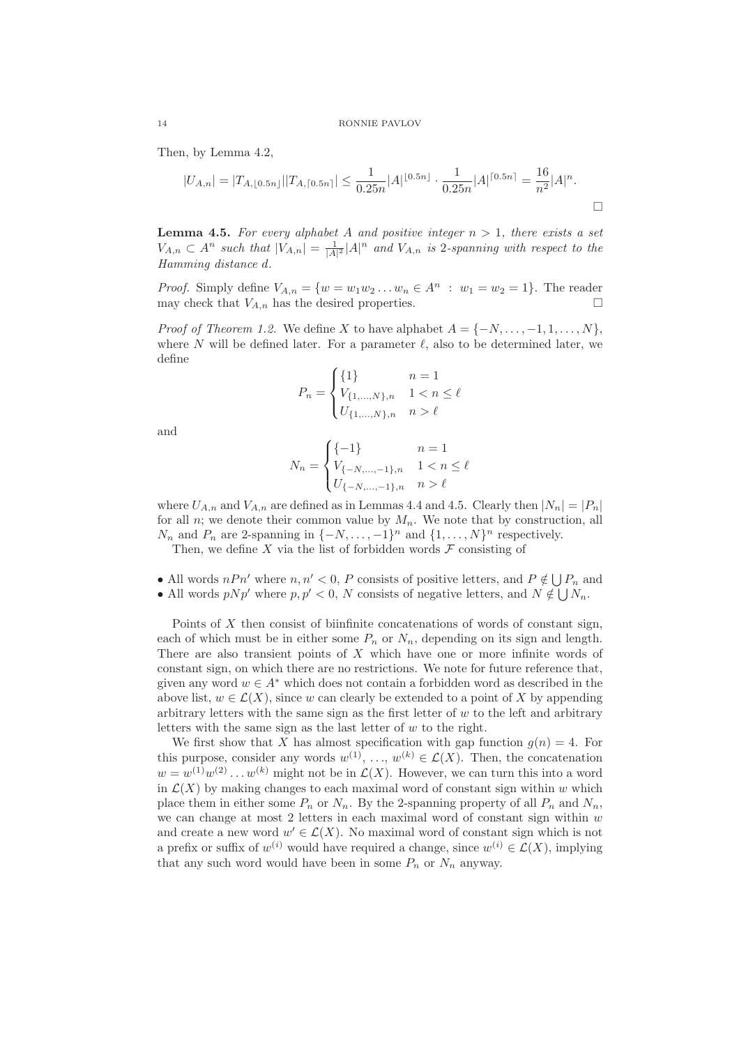Then, by Lemma 4.2,

$$|U_{A,n}| = |T_{A,\lfloor 0.5n \rfloor}||T_{A,\lceil 0.5n \rceil}| \leq \frac{1}{0.25n}|A|^{\lfloor 0.5n \rfloor} \cdot \frac{1}{0.25n}|A|^{\lceil 0.5n \rceil} = \frac{16}{n^2}|A|^n.$$

□

**Lemma 4.5.** *For every alphabet $A$ and positive integer $n > 1$, there exists a set $V_{A,n} \subset A^n$ such that $|V_{A,n}| = \frac{1}{|A|^2}|A|^n$ and $V_{A,n}$ is 2-spanning with respect to the Hamming distance $d$.*

*Proof.* Simply define $V_{A,n} = \{w = w_1 w_2 \dots w_n \in A^n \ : \ w_1 = w_2 = 1\}$. The reader may check that $V_{A,n}$ has the desired properties. □

*Proof of Theorem 1.2.* We define $X$ to have alphabet $A = \{-N, \dots, -1, 1, \dots, N\}$, where $N$ will be defined later. For a parameter $\ell$, also to be determined later, we define

$$P_n = \begin{cases} \{1\} & n = 1 \\ V_{\{1,\dots,N\},n} & 1 < n \leq \ell \\ U_{\{1,\dots,N\},n} & n > \ell \end{cases}$$

and

$$N_n = \begin{cases} \{-1\} & n = 1 \\ V_{\{-N,\dots,-1\},n} & 1 < n \leq \ell \\ U_{\{-N,\dots,-1\},n} & n > \ell \end{cases}$$

where $U_{A,n}$ and $V_{A,n}$ are defined as in Lemmas 4.4 and 4.5. Clearly then $|N_n| = |P_n|$ for all $n$; we denote their common value by $M_n$. We note that by construction, all $N_n$ and $P_n$ are 2-spanning in $\{-N, \dots, -1\}^n$ and $\{1, \dots, N\}^n$ respectively.

Then, we define $X$ via the list of forbidden words $\mathcal{F}$ consisting of

- All words $nPn'$ where $n, n' < 0$, $P$ consists of positive letters, and $P \notin \bigcup P_n$ and
- All words $pNp'$ where $p, p' < 0$, $N$ consists of negative letters, and $N \notin \bigcup N_n$.

Points of $X$ then consist of biinfinite concatenations of words of constant sign, each of which must be in either some $P_n$ or $N_n$, depending on its sign and length. There are also transient points of $X$ which have one or more infinite words of constant sign, on which there are no restrictions. We note for future reference that, given any word $w \in A^*$ which does not contain a forbidden word as described in the above list, $w \in \mathcal{L}(X)$, since $w$ can clearly be extended to a point of $X$ by appending arbitrary letters with the same sign as the first letter of $w$ to the left and arbitrary letters with the same sign as the last letter of $w$ to the right.

We first show that $X$ has almost specification with gap function $g(n) = 4$. For this purpose, consider any words $w^{(1)}, \dots, w^{(k)} \in \mathcal{L}(X)$. Then, the concatenation $w = w^{(1)} w^{(2)} \dots w^{(k)}$ might not be in $\mathcal{L}(X)$. However, we can turn this into a word in $\mathcal{L}(X)$ by making changes to each maximal word of constant sign within $w$ which place them in either some $P_n$ or $N_n$. By the 2-spanning property of all $P_n$ and $N_n$, we can change at most 2 letters in each maximal word of constant sign within $w$ and create a new word $w' \in \mathcal{L}(X)$. No maximal word of constant sign which is not a prefix or suffix of $w^{(i)}$ would have required a change, since $w^{(i)} \in \mathcal{L}(X)$, implying that any such word would have been in some $P_n$ or $N_n$ anyway.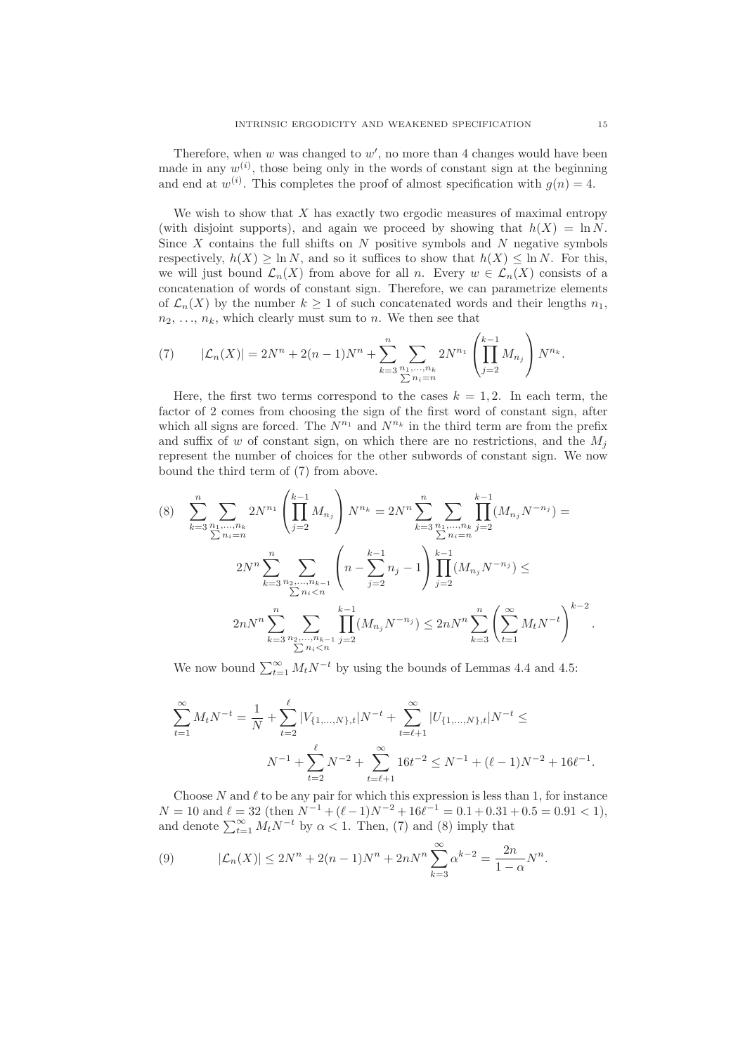Therefore, when $w$ was changed to $w'$, no more than 4 changes would have been made in any $w^{(i)}$, those being only in the words of constant sign at the beginning and end at $w^{(i)}$. This completes the proof of almost specification with $g(n) = 4$.

We wish to show that $X$ has exactly two ergodic measures of maximal entropy (with disjoint supports), and again we proceed by showing that $h(X) = \ln N$. Since $X$ contains the full shifts on $N$ positive symbols and $N$ negative symbols respectively, $h(X) \geq \ln N$, and so it suffices to show that $h(X) \leq \ln N$. For this, we will just bound $\mathcal{L}_n(X)$ from above for all $n$. Every $w \in \mathcal{L}_n(X)$ consists of a concatenation of words of constant sign. Therefore, we can parametrize elements of $\mathcal{L}_n(X)$ by the number $k \geq 1$ of such concatenated words and their lengths $n_1$, $n_2$, ..., $n_k$, which clearly must sum to $n$. We then see that

$$|\mathcal{L}_n(X)| = 2N^n + 2(n-1)N^n + \sum_{k=3}^{n} \sum_{\substack{n_1,\ldots,n_k \\ \sum n_i = n}} 2N^{n_1} \left( \prod_{j=2}^{k-1} M_{n_j} \right) N^{n_k}. \tag{7}$$

Here, the first two terms correspond to the cases $k = 1, 2$. In each term, the factor of 2 comes from choosing the sign of the first word of constant sign, after which all signs are forced. The $N^{n_1}$ and $N^{n_k}$ in the third term are from the prefix and suffix of $w$ of constant sign, on which there are no restrictions, and the $M_j$ represent the number of choices for the other subwords of constant sign. We now bound the third term of (7) from above.

$$\begin{aligned}
\sum_{k=3}^{n} \sum_{\substack{n_1,\ldots,n_k \\ \sum n_i = n}} 2N^{n_1} \left( \prod_{j=2}^{k-1} M_{n_j} \right) N^{n_k} &= 2N^n \sum_{k=3}^{n} \sum_{\substack{n_1,\ldots,n_k \\ \sum n_i = n}} \prod_{j=2}^{k-1} (M_{n_j} N^{-n_j}) = \\
2N^n \sum_{k=3}^{n} \sum_{\substack{n_2,\ldots,n_{k-1} \\ \sum n_i < n}} &\left( n - \sum_{j=2}^{k-1} n_j - 1 \right) \prod_{j=2}^{k-1} (M_{n_j} N^{-n_j}) \leq \\
2nN^n \sum_{k=3}^{n} \sum_{\substack{n_2,\ldots,n_{k-1} \\ \sum n_i < n}} \prod_{j=2}^{k-1} (M_{n_j} N^{-n_j}) &\leq 2nN^n \sum_{k=3}^{n} \left( \sum_{t=1}^{\infty} M_t N^{-t} \right)^{k-2}.
\end{aligned} \tag{8}$$

We now bound $\sum_{t=1}^{\infty} M_t N^{-t}$ by using the bounds of Lemmas 4.4 and 4.5:

$$\begin{aligned}
\sum_{t=1}^{\infty} M_t N^{-t} = \frac{1}{N} + \sum_{t=2}^{\ell} |V_{\{1,\ldots,N\},t}| N^{-t} + \sum_{t=\ell+1}^{\infty} |U_{\{1,\ldots,N\},t}| N^{-t} &\leq \\
N^{-1} + \sum_{t=2}^{\ell} N^{-2} + \sum_{t=\ell+1}^{\infty} 16t^{-2} &\leq N^{-1} + (\ell-1)N^{-2} + 16\ell^{-1}.
\end{aligned}$$

Choose $N$ and $\ell$ to be any pair for which this expression is less than 1, for instance $N = 10$ and $\ell = 32$ (then $N^{-1} + (\ell-1)N^{-2} + 16\ell^{-1} = 0.1 + 0.31 + 0.5 = 0.91 < 1$), and denote $\sum_{t=1}^{\infty} M_t N^{-t}$ by $\alpha < 1$. Then, (7) and (8) imply that

$$|\mathcal{L}_n(X)| \leq 2N^n + 2(n-1)N^n + 2nN^n \sum_{k=3}^{\infty} \alpha^{k-2} = \frac{2n}{1-\alpha} N^n. \tag{9}$$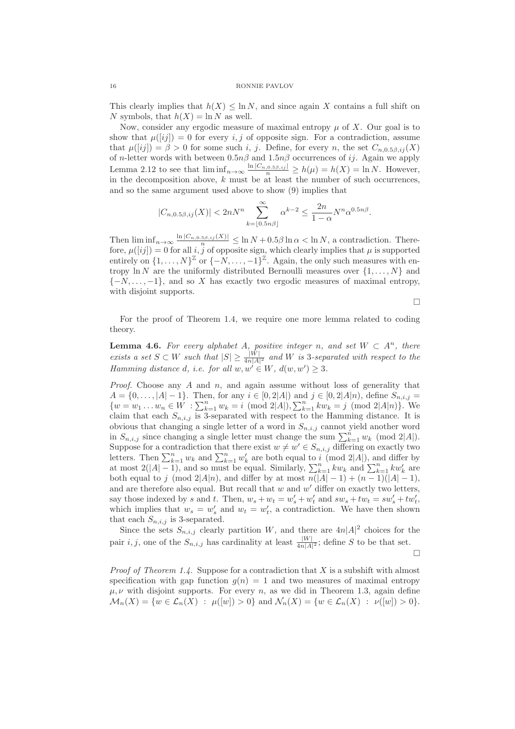This clearly implies that $h(X) \leq \ln N$, and since again $X$ contains a full shift on $N$ symbols, that $h(X) = \ln N$ as well.

Now, consider any ergodic measure of maximal entropy $\mu$ of $X$. Our goal is to show that $\mu([ij]) = 0$ for every $i, j$ of opposite sign. For a contradiction, assume that $\mu([ij]) = \beta > 0$ for some such $i$, $j$. Define, for every $n$, the set $C_{n,0.5\beta,ij}(X)$ of $n$-letter words with between $0.5n\beta$ and $1.5n\beta$ occurrences of $ij$. Again we apply Lemma 2.12 to see that $\liminf_{n\to\infty} \frac{\ln |C_{n,0.5\beta,ij}|}{n} \geq h(\mu) = h(X) = \ln N$. However, in the decomposition above, $k$ must be at least the number of such occurrences, and so the same argument used above to show (9) implies that

$$|C_{n,0.5\beta,ij}(X)| < 2nN^n \sum_{k=\lfloor 0.5n\beta \rfloor}^{\infty} \alpha^{k-2} \leq \frac{2n}{1-\alpha} N^n \alpha^{0.5n\beta}.$$

Then $\liminf_{n\to\infty} \frac{\ln |C_{n,0.5\beta,ij}(X)|}{n} \leq \ln N + 0.5\beta \ln \alpha < \ln N$, a contradiction. Therefore, $\mu([ij]) = 0$ for all $i, j$ of opposite sign, which clearly implies that $\mu$ is supported entirely on $\{1, \ldots, N\}^{\mathbb{Z}}$ or $\{-N, \ldots, -1\}^{\mathbb{Z}}$. Again, the only such measures with entropy $\ln N$ are the uniformly distributed Bernoulli measures over $\{1, \ldots, N\}$ and $\{-N, \ldots, -1\}$, and so $X$ has exactly two ergodic measures of maximal entropy, with disjoint supports.

□

For the proof of Theorem 1.4, we require one more lemma related to coding theory.

**Lemma 4.6.** *For every alphabet $A$, positive integer $n$, and set $W \subset A^n$, there exists a set $S \subset W$ such that $|S| \geq \frac{|W|}{4n|A|^2}$ and $W$ is 3-separated with respect to the Hamming distance $d$, i.e. for all $w, w' \in W$, $d(w, w') \geq 3$.*

*Proof.* Choose any $A$ and $n$, and again assume without loss of generality that $A = \{0, \ldots, |A| - 1\}$. Then, for any $i \in [0, 2|A|)$ and $j \in [0, 2|A|n)$, define $S_{n,i,j} = \{w = w_1 \ldots w_n \in W \ : \sum_{k=1}^n w_k = i \pmod{2|A|}, \sum_{k=1}^n kw_k = j \pmod{2|A|n}\}$. We claim that each $S_{n,i,j}$ is 3-separated with respect to the Hamming distance. It is obvious that changing a single letter of a word in $S_{n,i,j}$ cannot yield another word in $S_{n,i,j}$ since changing a single letter must change the sum $\sum_{k=1}^n w_k \pmod{2|A|}$. Suppose for a contradiction that there exist $w \neq w' \in S_{n,i,j}$ differing on exactly two letters. Then $\sum_{k=1}^n w_k$ and $\sum_{k=1}^n w'_k$ are both equal to $i \pmod{2|A|}$, and differ by at most $2(|A| - 1)$, and so must be equal. Similarly, $\sum_{k=1}^n kw_k$ and $\sum_{k=1}^n kw'_k$ are both equal to $j \pmod{2|A|n}$, and differ by at most $n(|A| - 1) + (n - 1)(|A| - 1)$, and are therefore also equal. But recall that $w$ and $w'$ differ on exactly two letters, say those indexed by $s$ and $t$. Then, $w_s + w_t = w'_s + w'_t$ and $sw_s + tw_t = sw'_s + tw'_t$, which implies that $w_s = w'_s$ and $w_t = w'_t$, a contradiction. We have then shown that each $S_{n,i,j}$ is 3-separated.

Since the sets $S_{n,i,j}$ clearly partition $W$, and there are $4n|A|^2$ choices for the pair $i, j$, one of the $S_{n,i,j}$ has cardinality at least $\frac{|W|}{4n|A|^2}$; define $S$ to be that set.

□

*Proof of Theorem 1.4.* Suppose for a contradiction that $X$ is a subshift with almost specification with gap function $g(n) = 1$ and two measures of maximal entropy $\mu, \nu$ with disjoint supports. For every $n$, as we did in Theorem 1.3, again define $\mathcal{M}_n(X) = \{w \in \mathcal{L}_n(X) \ : \ \mu([w]) > 0\}$ and $\mathcal{N}_n(X) = \{w \in \mathcal{L}_n(X) \ : \ \nu([w]) > 0\}$.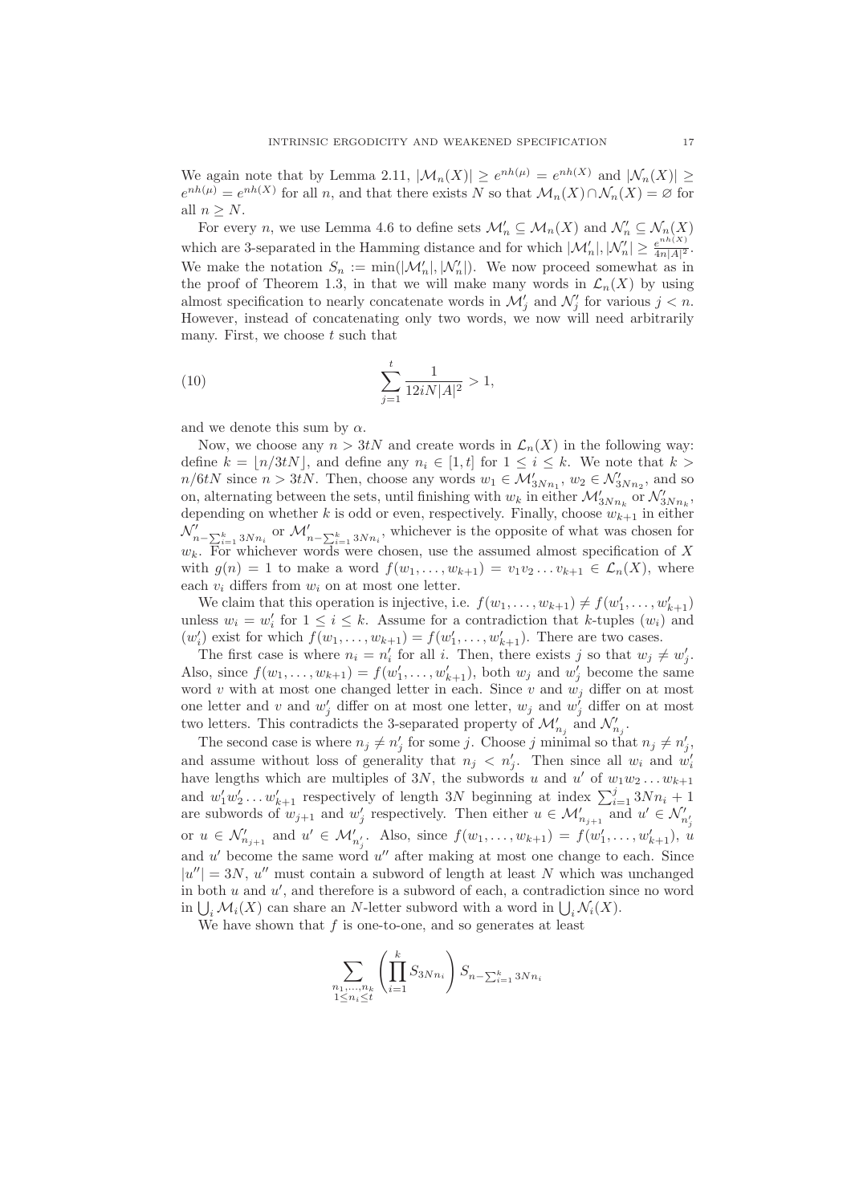We again note that by Lemma 2.11, $|\mathcal{M}_n(X)| \geq e^{nh(\mu)} = e^{nh(X)}$ and $|\mathcal{N}_n(X)| \geq e^{nh(\mu)} = e^{nh(X)}$ for all $n$, and that there exists $N$ so that $\mathcal{M}_n(X) \cap \mathcal{N}_n(X) = \varnothing$ for all $n \geq N$.

For every $n$, we use Lemma 4.6 to define sets $\mathcal{M}'_n \subseteq \mathcal{M}_n(X)$ and $\mathcal{N}'_n \subseteq \mathcal{N}_n(X)$ which are 3-separated in the Hamming distance and for which $|\mathcal{M}'_n|, |\mathcal{N}'_n| \geq \frac{e^{nh(X)}}{4n|A|^2}$. We make the notation $S_n := \min(|\mathcal{M}'_n|, |\mathcal{N}'_n|)$. We now proceed somewhat as in the proof of Theorem 1.3, in that we will make many words in $\mathcal{L}_n(X)$ by using almost specification to nearly concatenate words in $\mathcal{M}'_j$ and $\mathcal{N}'_j$ for various $j < n$. However, instead of concatenating only two words, we now will need arbitrarily many. First, we choose $t$ such that

$$\sum_{j=1}^{t} \frac{1}{12iN|A|^2} > 1, \tag{10}$$

and we denote this sum by $\alpha$.

Now, we choose any $n > 3tN$ and create words in $\mathcal{L}_n(X)$ in the following way: define $k = \lfloor n/3tN \rfloor$, and define any $n_i \in [1, t]$ for $1 \leq i \leq k$. We note that $k > n/6tN$ since $n > 3tN$. Then, choose any words $w_1 \in \mathcal{M}'_{3Nn_1}$, $w_2 \in \mathcal{N}'_{3Nn_2}$, and so on, alternating between the sets, until finishing with $w_k$ in either $\mathcal{M}'_{3Nn_k}$ or $\mathcal{N}'_{3Nn_k}$, depending on whether $k$ is odd or even, respectively. Finally, choose $w_{k+1}$ in either $\mathcal{N}'_{n-\sum_{i=1}^{k} 3Nn_i}$ or $\mathcal{M}'_{n-\sum_{i=1}^{k} 3Nn_i}$, whichever is the opposite of what was chosen for $w_k$. For whichever words were chosen, use the assumed almost specification of $X$ with $g(n) = 1$ to make a word $f(w_1, \ldots, w_{k+1}) = v_1 v_2 \ldots v_{k+1} \in \mathcal{L}_n(X)$, where each $v_i$ differs from $w_i$ on at most one letter.

We claim that this operation is injective, i.e. $f(w_1, \ldots, w_{k+1}) \neq f(w'_1, \ldots, w'_{k+1})$ unless $w_i = w'_i$ for $1 \leq i \leq k$. Assume for a contradiction that $k$-tuples $(w_i)$ and $(w'_i)$ exist for which $f(w_1, \ldots, w_{k+1}) = f(w'_1, \ldots, w'_{k+1})$. There are two cases.

The first case is where $n_i = n'_i$ for all $i$. Then, there exists $j$ so that $w_j \neq w'_j$. Also, since $f(w_1, \ldots, w_{k+1}) = f(w'_1, \ldots, w'_{k+1})$, both $w_j$ and $w'_j$ become the same word $v$ with at most one changed letter in each. Since $v$ and $w_j$ differ on at most one letter and $v$ and $w'_j$ differ on at most one letter, $w_j$ and $w'_j$ differ on at most two letters. This contradicts the 3-separated property of $\mathcal{M}'_{n_j}$ and $\mathcal{N}'_{n_j}$.

The second case is where $n_j \neq n'_j$ for some $j$. Choose $j$ minimal so that $n_j \neq n'_j$, and assume without loss of generality that $n_j < n'_j$. Then since all $w_i$ and $w'_i$ have lengths which are multiples of $3N$, the subwords $u$ and $u'$ of $w_1 w_2 \ldots w_{k+1}$ and $w'_1 w'_2 \ldots w'_{k+1}$ respectively of length $3N$ beginning at index $\sum_{i=1}^{j} 3Nn_i + 1$ are subwords of $w_{j+1}$ and $w'_j$ respectively. Then either $u \in \mathcal{M}'_{n_{j+1}}$ and $u' \in \mathcal{N}'_{n'_j}$ or $u \in \mathcal{N}'_{n_{j+1}}$ and $u' \in \mathcal{M}'_{n'_j}$. Also, since $f(w_1, \ldots, w_{k+1}) = f(w'_1, \ldots, w'_{k+1})$, $u$ and $u'$ become the same word $u''$ after making at most one change to each. Since $|u''| = 3N$, $u''$ must contain a subword of length at least $N$ which was unchanged in both $u$ and $u'$, and therefore is a subword of each, a contradiction since no word in $\bigcup_i \mathcal{M}_i(X)$ can share an $N$-letter subword with a word in $\bigcup_i \mathcal{N}_i(X)$.

We have shown that $f$ is one-to-one, and so generates at least

$$\sum_{\substack{n_1, \ldots, n_k \\ 1 \leq n_i \leq t}} \left( \prod_{i=1}^{k} S_{3Nn_i} \right) S_{n-\sum_{i=1}^{k} 3Nn_i}$$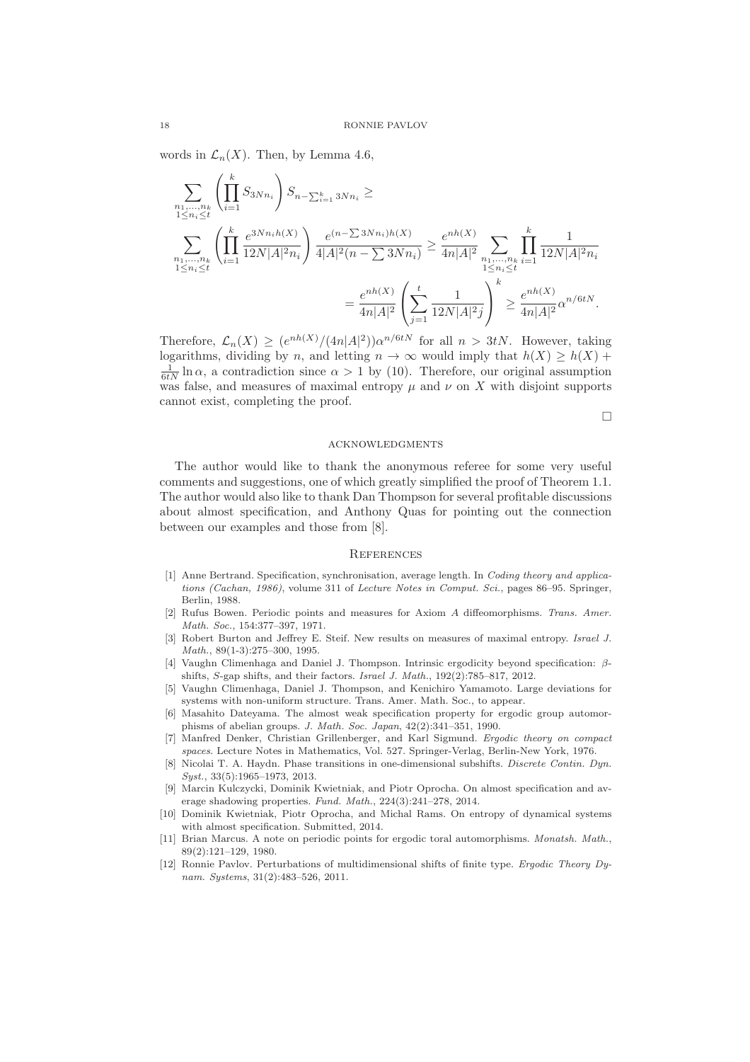words in $\mathcal{L}_n(X)$. Then, by Lemma 4.6,

$$\sum_{\substack{n_1,\ldots,n_k \\ 1\leq n_i\leq t}} \left(\prod_{i=1}^{k} S_{3Nn_i}\right) S_{n-\sum_{i=1}^{k} 3Nn_i} \geq$$

$$\sum_{\substack{n_1,\ldots,n_k \\ 1\leq n_i\leq t}} \left(\prod_{i=1}^{k} \frac{e^{3Nn_i h(X)}}{12N|A|^2 n_i}\right) \frac{e^{(n-\sum 3Nn_i)h(X)}}{4|A|^2(n-\sum 3Nn_i)} \geq \frac{e^{nh(X)}}{4n|A|^2} \sum_{\substack{n_1,\ldots,n_k \\ 1\leq n_i\leq t}} \prod_{i=1}^{k} \frac{1}{12N|A|^2 n_i}$$

$$= \frac{e^{nh(X)}}{4n|A|^2} \left(\sum_{j=1}^{t} \frac{1}{12N|A|^2 j}\right)^k \geq \frac{e^{nh(X)}}{4n|A|^2} \alpha^{n/6tN}.$$

Therefore, $\mathcal{L}_n(X) \geq (e^{nh(X)}/(4n|A|^2))\alpha^{n/6tN}$ for all $n > 3tN$. However, taking logarithms, dividing by $n$, and letting $n \to \infty$ would imply that $h(X) \geq h(X) + \frac{1}{6tN} \ln \alpha$, a contradiction since $\alpha > 1$ by (10). Therefore, our original assumption was false, and measures of maximal entropy $\mu$ and $\nu$ on $X$ with disjoint supports cannot exist, completing the proof.

□

## Acknowledgments

The author would like to thank the anonymous referee for some very useful comments and suggestions, one of which greatly simplified the proof of Theorem 1.1. The author would also like to thank Dan Thompson for several profitable discussions about almost specification, and Anthony Quas for pointing out the connection between our examples and those from [8].

## References

[1] Anne Bertrand. Specification, synchronisation, average length. In *Coding theory and applications (Cachan, 1986)*, volume 311 of *Lecture Notes in Comput. Sci.*, pages 86–95. Springer, Berlin, 1988.

[2] Rufus Bowen. Periodic points and measures for Axiom *A* diffeomorphisms. *Trans. Amer. Math. Soc.*, 154:377–397, 1971.

[3] Robert Burton and Jeffrey E. Steif. New results on measures of maximal entropy. *Israel J. Math.*, 89(1-3):275–300, 1995.

[4] Vaughn Climenhaga and Daniel J. Thompson. Intrinsic ergodicity beyond specification: $\beta$-shifts, *S*-gap shifts, and their factors. *Israel J. Math.*, 192(2):785–817, 2012.

[5] Vaughn Climenhaga, Daniel J. Thompson, and Kenichiro Yamamoto. Large deviations for systems with non-uniform structure. Trans. Amer. Math. Soc., to appear.

[6] Masahito Dateyama. The almost weak specification property for ergodic group automorphisms of abelian groups. *J. Math. Soc. Japan*, 42(2):341–351, 1990.

[7] Manfred Denker, Christian Grillenberger, and Karl Sigmund. *Ergodic theory on compact spaces*. Lecture Notes in Mathematics, Vol. 527. Springer-Verlag, Berlin-New York, 1976.

[8] Nicolai T. A. Haydn. Phase transitions in one-dimensional subshifts. *Discrete Contin. Dyn. Syst.*, 33(5):1965–1973, 2013.

[9] Marcin Kulczycki, Dominik Kwietniak, and Piotr Oprocha. On almost specification and average shadowing properties. *Fund. Math.*, 224(3):241–278, 2014.

[10] Dominik Kwietniak, Piotr Oprocha, and Michal Rams. On entropy of dynamical systems with almost specification. Submitted, 2014.

[11] Brian Marcus. A note on periodic points for ergodic toral automorphisms. *Monatsh. Math.*, 89(2):121–129, 1980.

[12] Ronnie Pavlov. Perturbations of multidimensional shifts of finite type. *Ergodic Theory Dynam. Systems*, 31(2):483–526, 2011.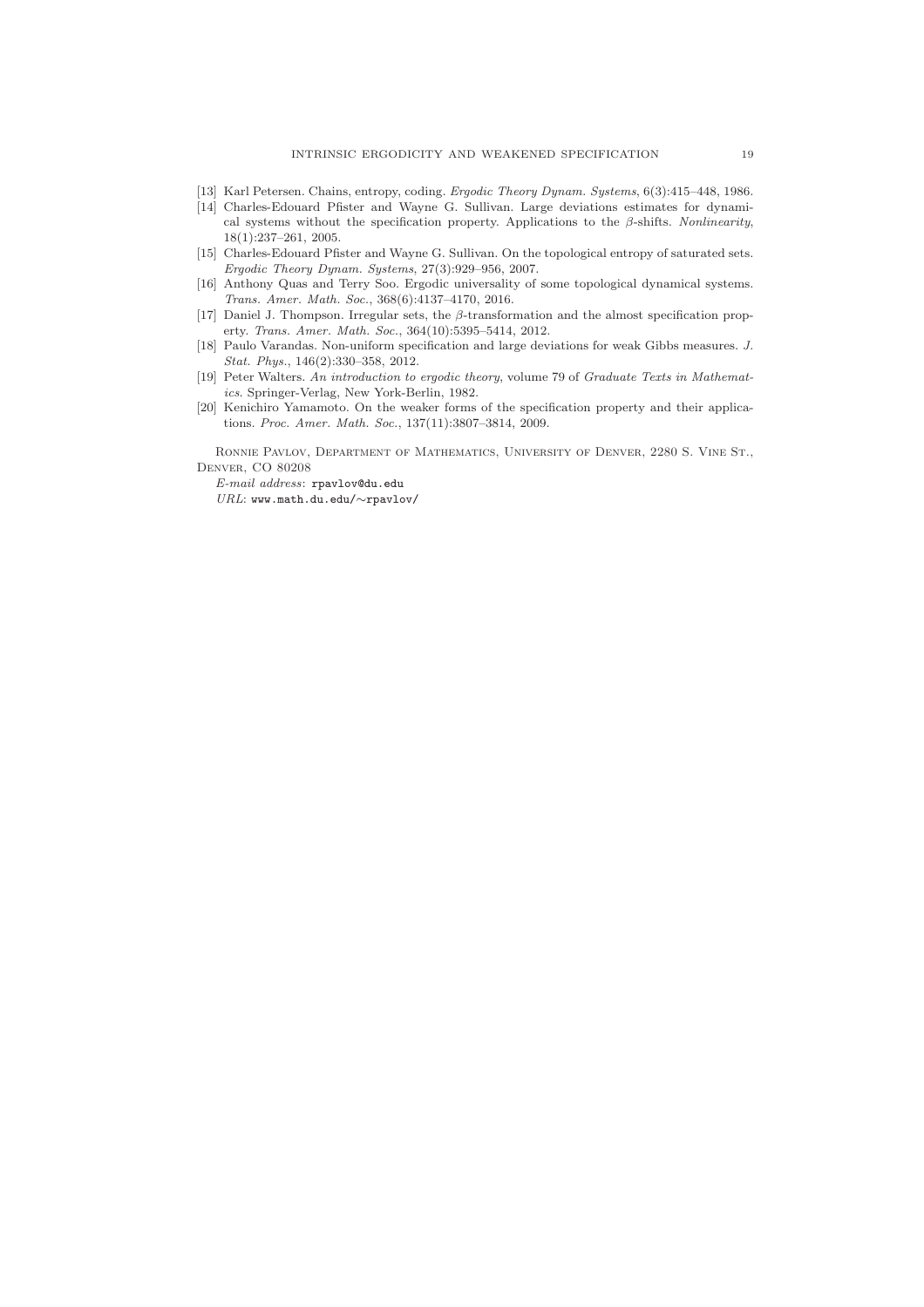[13] Karl Petersen. Chains, entropy, coding. *Ergodic Theory Dynam. Systems*, 6(3):415–448, 1986.

[14] Charles-Edouard Pfister and Wayne G. Sullivan. Large deviations estimates for dynamical systems without the specification property. Applications to the $\beta$-shifts. *Nonlinearity*, 18(1):237–261, 2005.

[15] Charles-Edouard Pfister and Wayne G. Sullivan. On the topological entropy of saturated sets. *Ergodic Theory Dynam. Systems*, 27(3):929–956, 2007.

[16] Anthony Quas and Terry Soo. Ergodic universality of some topological dynamical systems. *Trans. Amer. Math. Soc.*, 368(6):4137–4170, 2016.

[17] Daniel J. Thompson. Irregular sets, the $\beta$-transformation and the almost specification property. *Trans. Amer. Math. Soc.*, 364(10):5395–5414, 2012.

[18] Paulo Varandas. Non-uniform specification and large deviations for weak Gibbs measures. *J. Stat. Phys.*, 146(2):330–358, 2012.

[19] Peter Walters. *An introduction to ergodic theory*, volume 79 of *Graduate Texts in Mathematics*. Springer-Verlag, New York-Berlin, 1982.

[20] Kenichiro Yamamoto. On the weaker forms of the specification property and their applications. *Proc. Amer. Math. Soc.*, 137(11):3807–3814, 2009.

Ronnie Pavlov, Department of Mathematics, University of Denver, 2280 S. Vine St., Denver, CO 80208

*E-mail address*: rpavlov@du.edu

*URL*: www.math.du.edu/∼rpavlov/